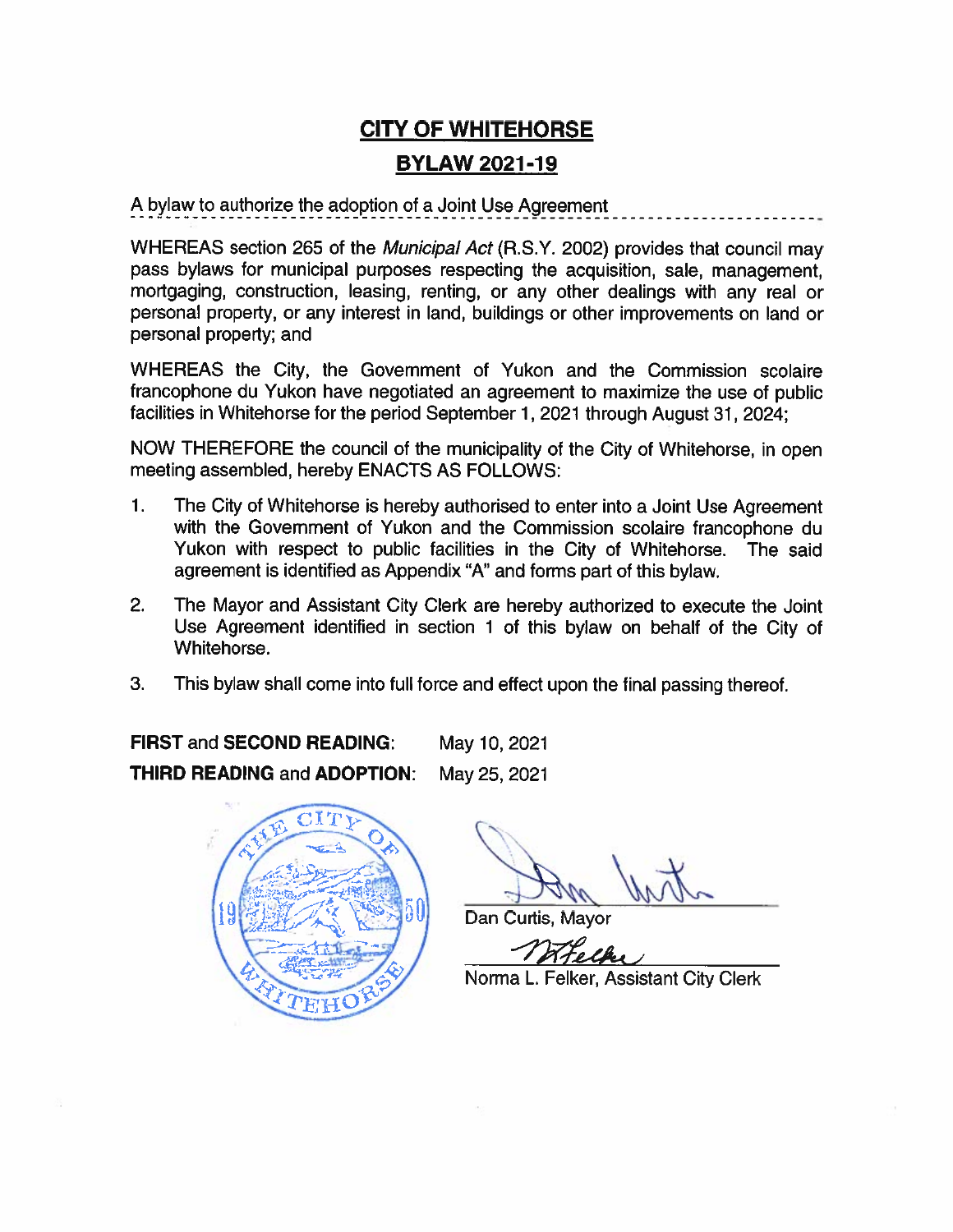# CITY OF WHITEHORSE

## BYLAW 2021-19

A bylaw to authorize the adoption of a Joint Use Agreement

WHEREAS section 265 of the *Municipal Act* (R.S.Y. 2002) provides that council may pass bylaws for municipal purposes respecting the acquisition, sale, management, mortgaging, construction, leasing, renting, or any other dealings with any real or personal property, or any interest in land, buildings or other improvements on land or personal property; and

WHEREAS the City, the Government of Yukon and the Commission scolaire francophone du Yukon have negotiated an agreement to maximize the use of public facilities in Whitehorse for the period September 1, 2021 through August 31, 2024;

NOW THEREFORE the council of the municipality of the City of Whitehorse, in open meeting assembled, hereby ENACTS AS FOLLOWS:

1. The City of Whitehorse is hereby authorised to enter into a Joint Use Agreement with the Government of Yukon and the Commission scolaire francophone du Yukon with respect to public facilities in the City of Whitehorse. The said agreement is identified as Appendix "A" and forms part of this bylaw.

2. The Mayor and Assistant City Clerk are hereby authorized to execute the Joint Use Agreement identified in section 1 of this bylaw on behalf of the City of Whitehorse.

3. This bylaw shall come into full force and effect upon the final passing thereof.

**FIRST** and **SECOND READING**: May 10, 2021

**THIRD READING** and **ADOPTION**: May 25, 2021

Dan Curtis, Mayor

Norma L. Felker, Assistant City Clerk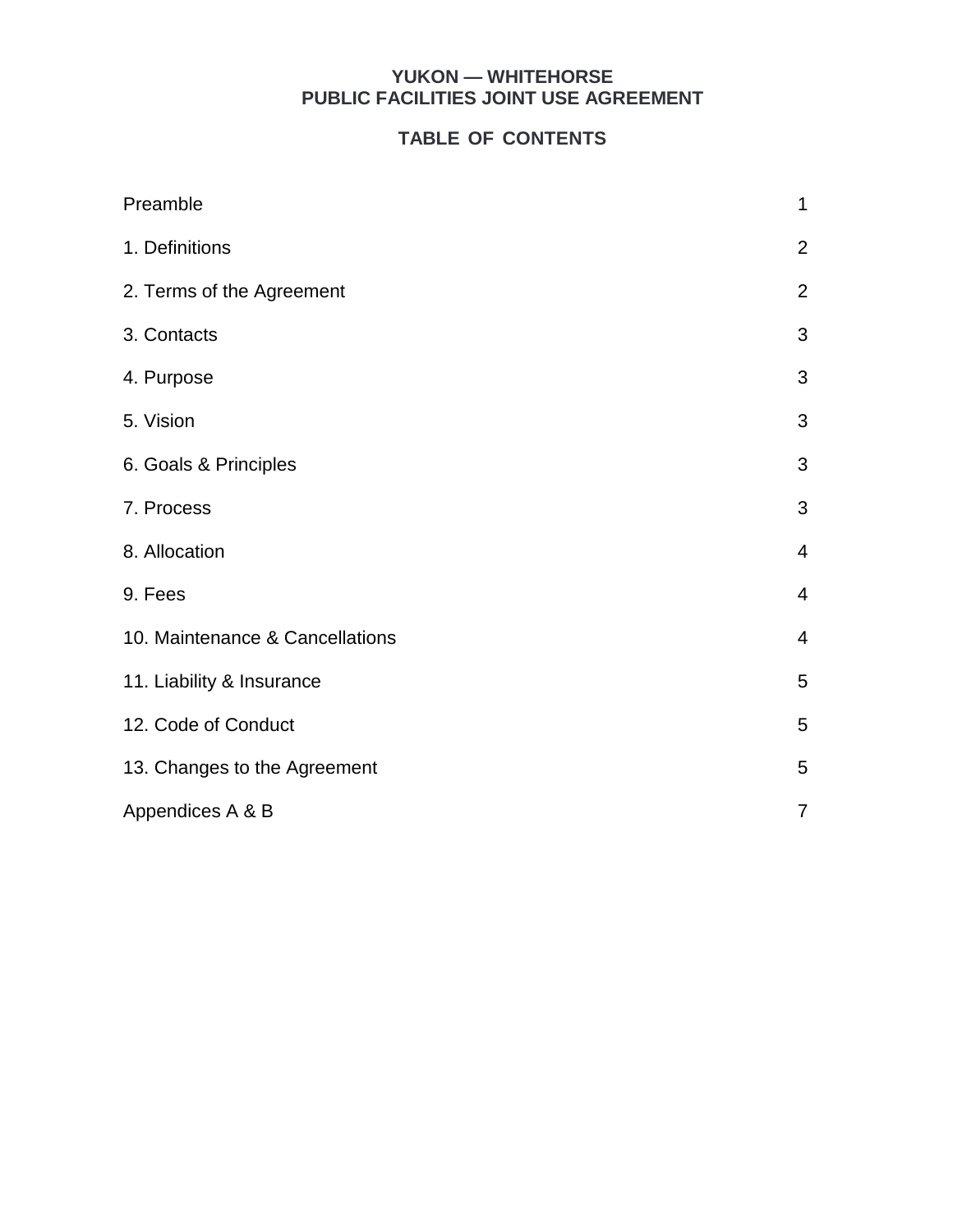# YUKON — WHITEHORSE
# PUBLIC FACILITIES JOINT USE AGREEMENT

## TABLE OF CONTENTS

| | |
|---|---|
| Preamble | 1 |
| 1. Definitions | 2 |
| 2. Terms of the Agreement | 2 |
| 3. Contacts | 3 |
| 4. Purpose | 3 |
| 5. Vision | 3 |
| 6. Goals & Principles | 3 |
| 7. Process | 3 |
| 8. Allocation | 4 |
| 9. Fees | 4 |
| 10. Maintenance & Cancellations | 4 |
| 11. Liability & Insurance | 5 |
| 12. Code of Conduct | 5 |
| 13. Changes to the Agreement | 5 |
| Appendices A & B | 7 |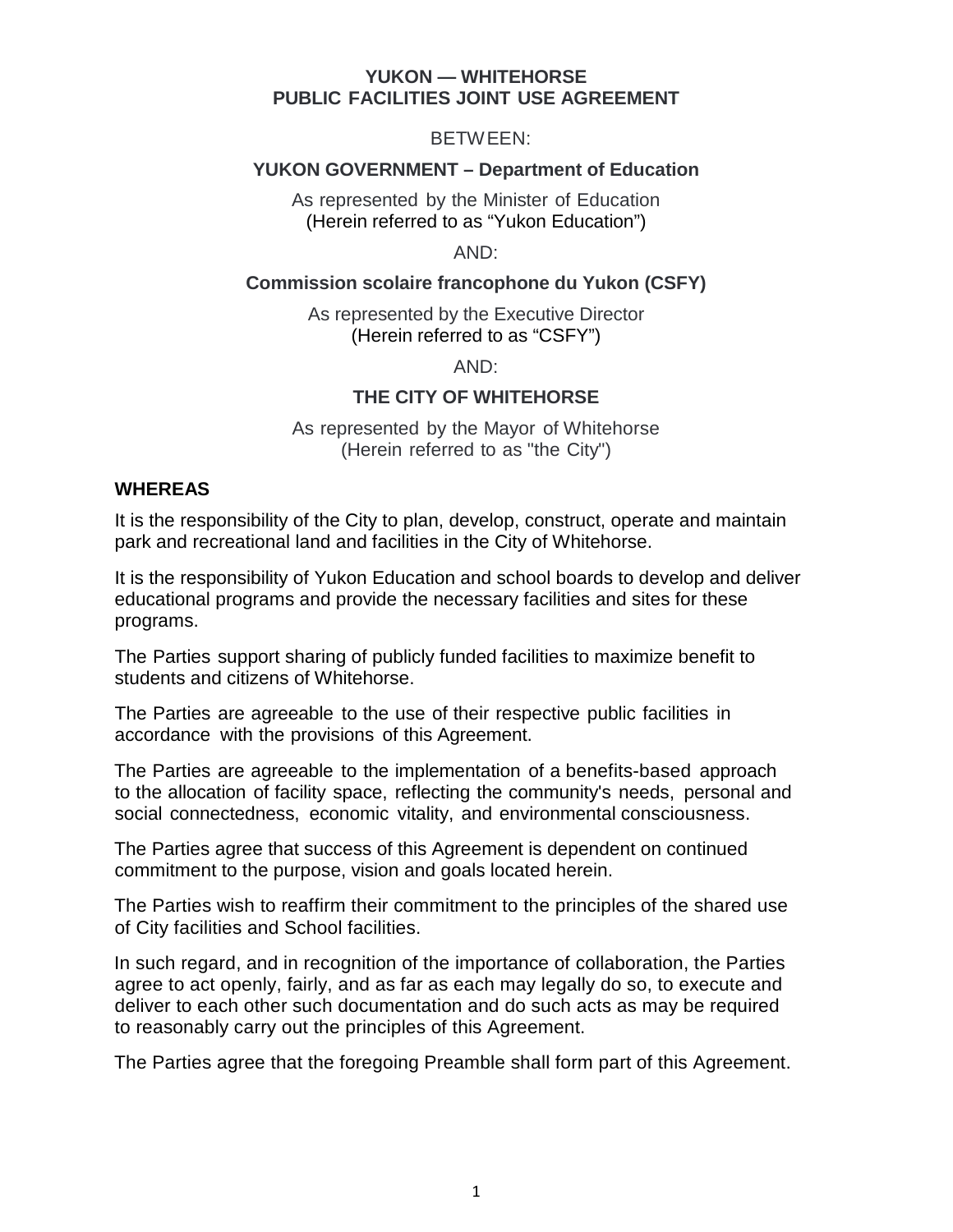# YUKON — WHITEHORSE
# PUBLIC FACILITIES JOINT USE AGREEMENT

BETWEEN:

**YUKON GOVERNMENT – Department of Education**

As represented by the Minister of Education
(Herein referred to as "Yukon Education")

AND:

**Commission scolaire francophone du Yukon (CSFY)**

As represented by the Executive Director
(Herein referred to as "CSFY")

AND:

**THE CITY OF WHITEHORSE**

As represented by the Mayor of Whitehorse
(Herein referred to as "the City")

**WHEREAS**

It is the responsibility of the City to plan, develop, construct, operate and maintain park and recreational land and facilities in the City of Whitehorse.

It is the responsibility of Yukon Education and school boards to develop and deliver educational programs and provide the necessary facilities and sites for these programs.

The Parties support sharing of publicly funded facilities to maximize benefit to students and citizens of Whitehorse.

The Parties are agreeable to the use of their respective public facilities in accordance with the provisions of this Agreement.

The Parties are agreeable to the implementation of a benefits-based approach to the allocation of facility space, reflecting the community's needs, personal and social connectedness, economic vitality, and environmental consciousness.

The Parties agree that success of this Agreement is dependent on continued commitment to the purpose, vision and goals located herein.

The Parties wish to reaffirm their commitment to the principles of the shared use of City facilities and School facilities.

In such regard, and in recognition of the importance of collaboration, the Parties agree to act openly, fairly, and as far as each may legally do so, to execute and deliver to each other such documentation and do such acts as may be required to reasonably carry out the principles of this Agreement.

The Parties agree that the foregoing Preamble shall form part of this Agreement.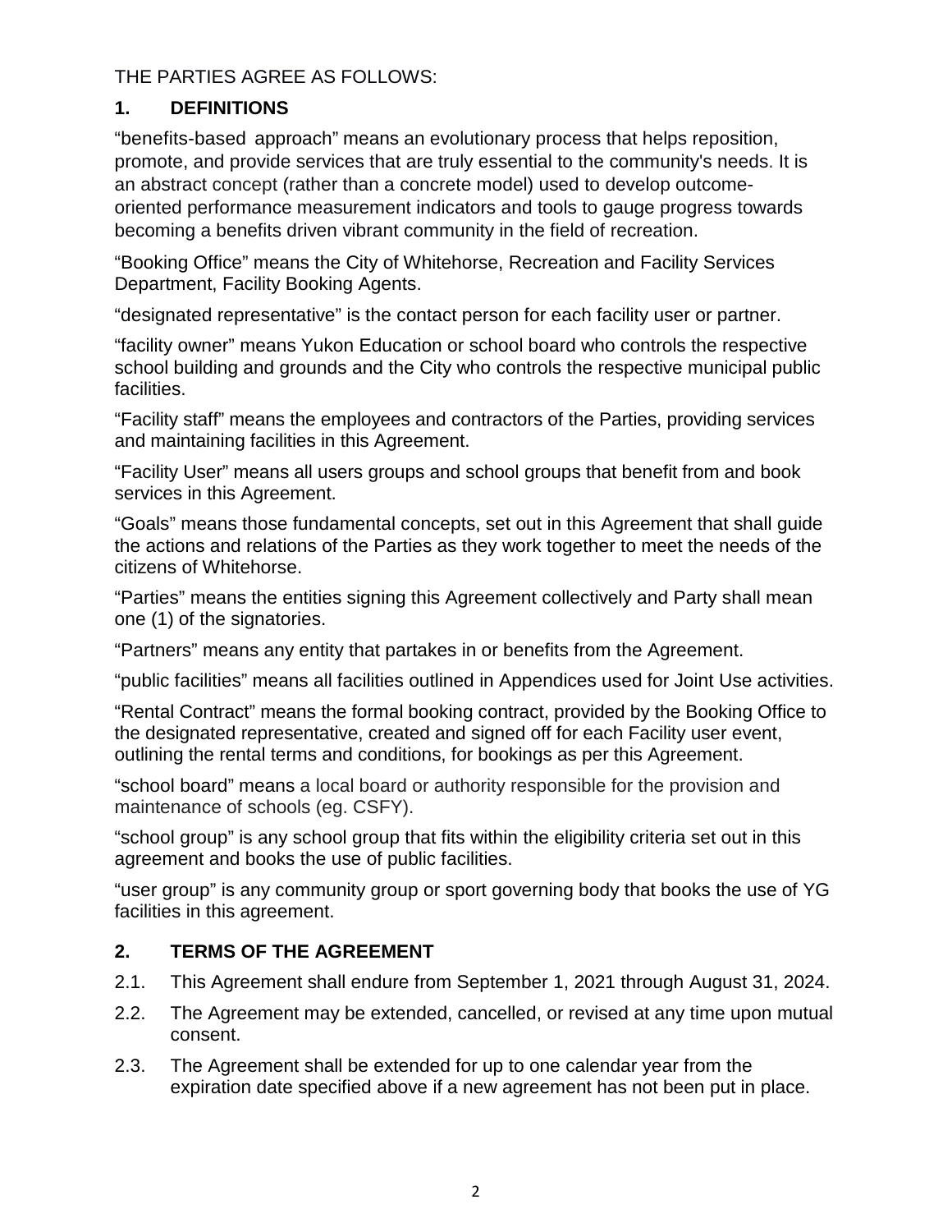THE PARTIES AGREE AS FOLLOWS:

## 1. DEFINITIONS

"benefits-based approach" means an evolutionary process that helps reposition, promote, and provide services that are truly essential to the community's needs. It is an abstract concept (rather than a concrete model) used to develop outcome-oriented performance measurement indicators and tools to gauge progress towards becoming a benefits driven vibrant community in the field of recreation.

"Booking Office" means the City of Whitehorse, Recreation and Facility Services Department, Facility Booking Agents.

"designated representative" is the contact person for each facility user or partner.

"facility owner" means Yukon Education or school board who controls the respective school building and grounds and the City who controls the respective municipal public facilities.

"Facility staff" means the employees and contractors of the Parties, providing services and maintaining facilities in this Agreement.

"Facility User" means all users groups and school groups that benefit from and book services in this Agreement.

"Goals" means those fundamental concepts, set out in this Agreement that shall guide the actions and relations of the Parties as they work together to meet the needs of the citizens of Whitehorse.

"Parties" means the entities signing this Agreement collectively and Party shall mean one (1) of the signatories.

"Partners" means any entity that partakes in or benefits from the Agreement.

"public facilities" means all facilities outlined in Appendices used for Joint Use activities.

"Rental Contract" means the formal booking contract, provided by the Booking Office to the designated representative, created and signed off for each Facility user event, outlining the rental terms and conditions, for bookings as per this Agreement.

"school board" means a local board or authority responsible for the provision and maintenance of schools (eg. CSFY).

"school group" is any school group that fits within the eligibility criteria set out in this agreement and books the use of public facilities.

"user group" is any community group or sport governing body that books the use of YG facilities in this agreement.

## 2. TERMS OF THE AGREEMENT

2.1. This Agreement shall endure from September 1, 2021 through August 31, 2024.

2.2. The Agreement may be extended, cancelled, or revised at any time upon mutual consent.

2.3. The Agreement shall be extended for up to one calendar year from the expiration date specified above if a new agreement has not been put in place.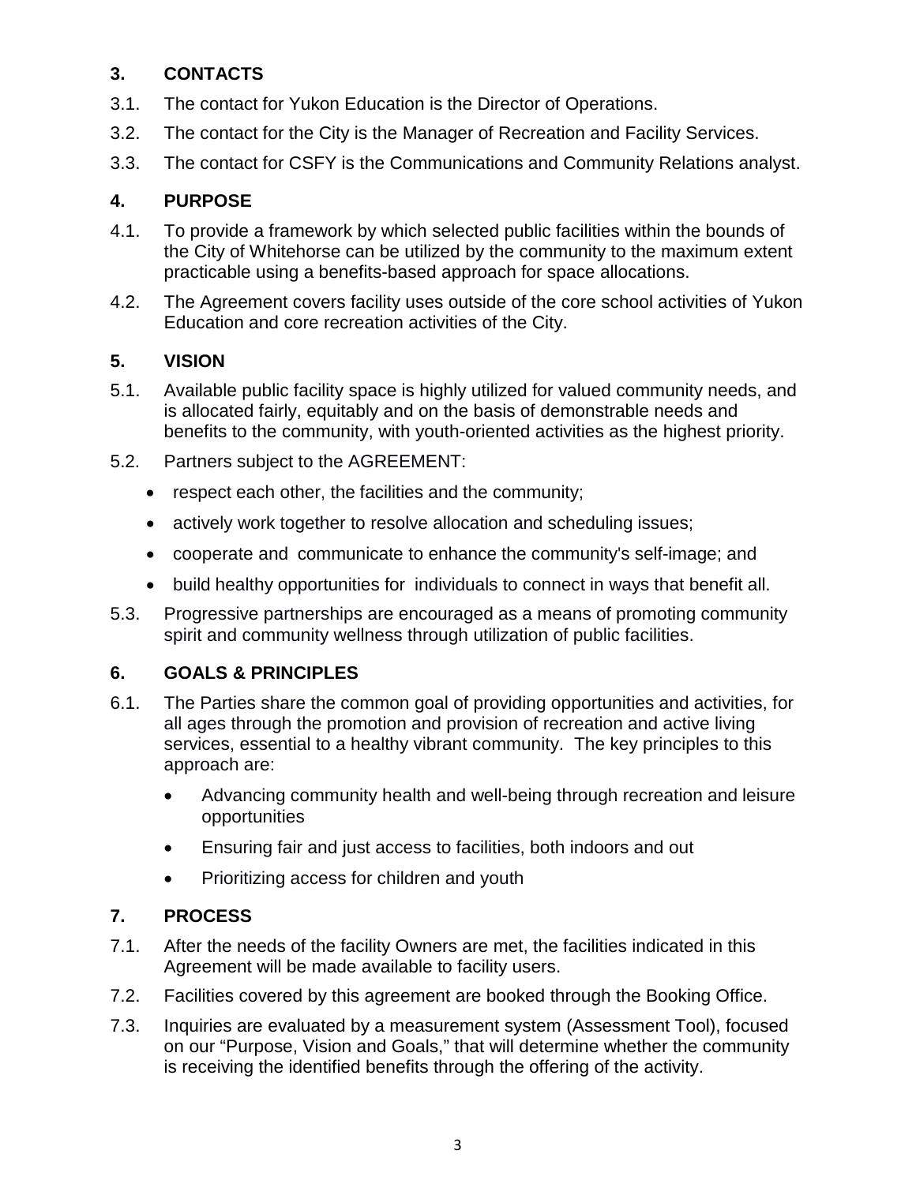## 3. CONTACTS

3.1. The contact for Yukon Education is the Director of Operations.

3.2. The contact for the City is the Manager of Recreation and Facility Services.

3.3. The contact for CSFY is the Communications and Community Relations analyst.

## 4. PURPOSE

4.1. To provide a framework by which selected public facilities within the bounds of the City of Whitehorse can be utilized by the community to the maximum extent practicable using a benefits-based approach for space allocations.

4.2. The Agreement covers facility uses outside of the core school activities of Yukon Education and core recreation activities of the City.

## 5. VISION

5.1. Available public facility space is highly utilized for valued community needs, and is allocated fairly, equitably and on the basis of demonstrable needs and benefits to the community, with youth-oriented activities as the highest priority.

5.2. Partners subject to the AGREEMENT:

- respect each other, the facilities and the community;
- actively work together to resolve allocation and scheduling issues;
- cooperate and communicate to enhance the community's self-image; and
- build healthy opportunities for individuals to connect in ways that benefit all.

5.3. Progressive partnerships are encouraged as a means of promoting community spirit and community wellness through utilization of public facilities.

## 6. GOALS & PRINCIPLES

6.1. The Parties share the common goal of providing opportunities and activities, for all ages through the promotion and provision of recreation and active living services, essential to a healthy vibrant community. The key principles to this approach are:

- Advancing community health and well-being through recreation and leisure opportunities
- Ensuring fair and just access to facilities, both indoors and out
- Prioritizing access for children and youth

## 7. PROCESS

7.1. After the needs of the facility Owners are met, the facilities indicated in this Agreement will be made available to facility users.

7.2. Facilities covered by this agreement are booked through the Booking Office.

7.3. Inquiries are evaluated by a measurement system (Assessment Tool), focused on our "Purpose, Vision and Goals," that will determine whether the community is receiving the identified benefits through the offering of the activity.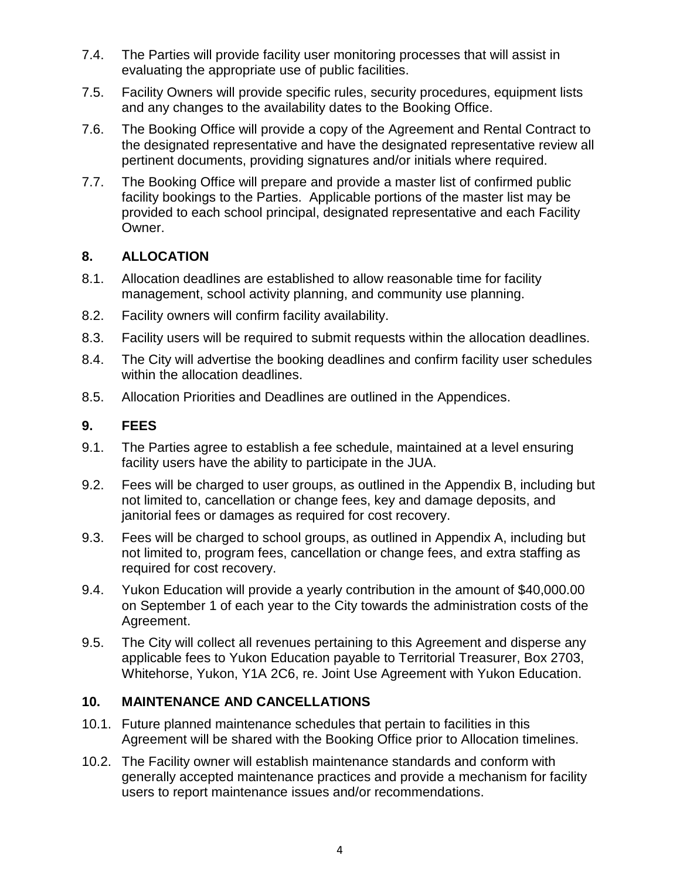7.4. The Parties will provide facility user monitoring processes that will assist in evaluating the appropriate use of public facilities.

7.5. Facility Owners will provide specific rules, security procedures, equipment lists and any changes to the availability dates to the Booking Office.

7.6. The Booking Office will provide a copy of the Agreement and Rental Contract to the designated representative and have the designated representative review all pertinent documents, providing signatures and/or initials where required.

7.7. The Booking Office will prepare and provide a master list of confirmed public facility bookings to the Parties. Applicable portions of the master list may be provided to each school principal, designated representative and each Facility Owner.

## 8. ALLOCATION

8.1. Allocation deadlines are established to allow reasonable time for facility management, school activity planning, and community use planning.

8.2. Facility owners will confirm facility availability.

8.3. Facility users will be required to submit requests within the allocation deadlines.

8.4. The City will advertise the booking deadlines and confirm facility user schedules within the allocation deadlines.

8.5. Allocation Priorities and Deadlines are outlined in the Appendices.

## 9. FEES

9.1. The Parties agree to establish a fee schedule, maintained at a level ensuring facility users have the ability to participate in the JUA.

9.2. Fees will be charged to user groups, as outlined in the Appendix B, including but not limited to, cancellation or change fees, key and damage deposits, and janitorial fees or damages as required for cost recovery.

9.3. Fees will be charged to school groups, as outlined in Appendix A, including but not limited to, program fees, cancellation or change fees, and extra staffing as required for cost recovery.

9.4. Yukon Education will provide a yearly contribution in the amount of $40,000.00 on September 1 of each year to the City towards the administration costs of the Agreement.

9.5. The City will collect all revenues pertaining to this Agreement and disperse any applicable fees to Yukon Education payable to Territorial Treasurer, Box 2703, Whitehorse, Yukon, Y1A 2C6, re. Joint Use Agreement with Yukon Education.

## 10. MAINTENANCE AND CANCELLATIONS

10.1. Future planned maintenance schedules that pertain to facilities in this Agreement will be shared with the Booking Office prior to Allocation timelines.

10.2. The Facility owner will establish maintenance standards and conform with generally accepted maintenance practices and provide a mechanism for facility users to report maintenance issues and/or recommendations.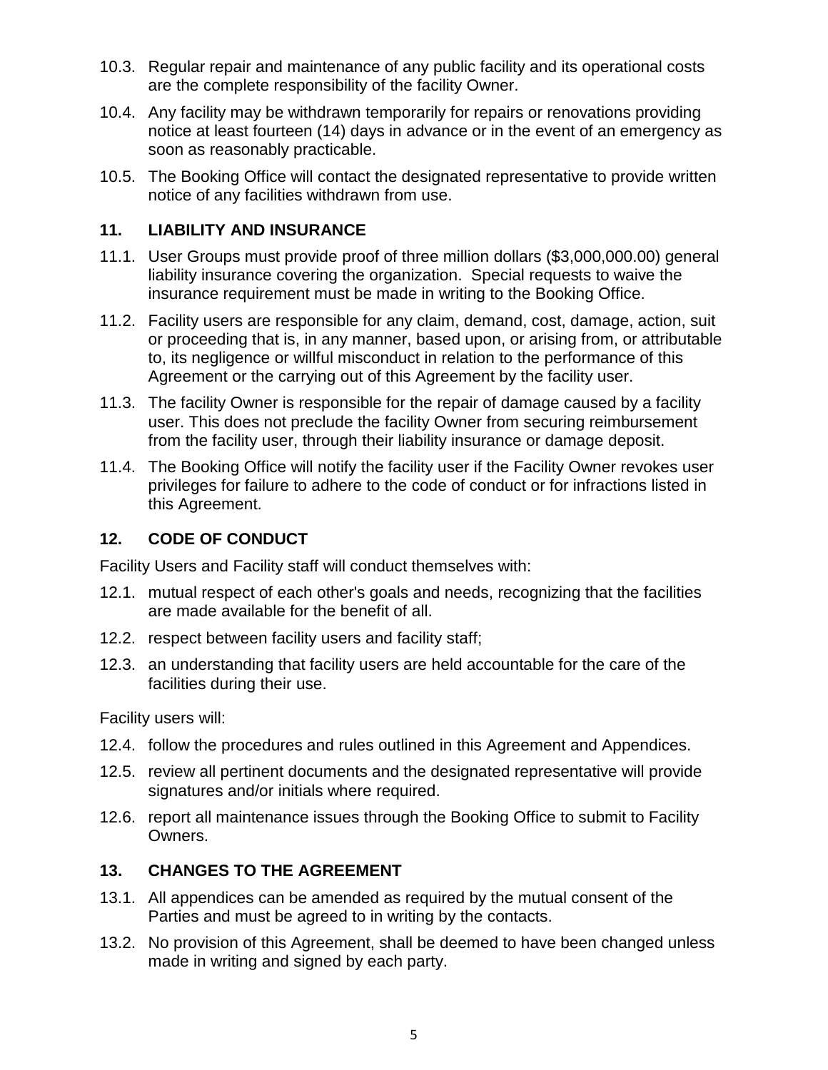10.3. Regular repair and maintenance of any public facility and its operational costs are the complete responsibility of the facility Owner.

10.4. Any facility may be withdrawn temporarily for repairs or renovations providing notice at least fourteen (14) days in advance or in the event of an emergency as soon as reasonably practicable.

10.5. The Booking Office will contact the designated representative to provide written notice of any facilities withdrawn from use.

## 11. LIABILITY AND INSURANCE

11.1. User Groups must provide proof of three million dollars ($3,000,000.00) general liability insurance covering the organization. Special requests to waive the insurance requirement must be made in writing to the Booking Office.

11.2. Facility users are responsible for any claim, demand, cost, damage, action, suit or proceeding that is, in any manner, based upon, or arising from, or attributable to, its negligence or willful misconduct in relation to the performance of this Agreement or the carrying out of this Agreement by the facility user.

11.3. The facility Owner is responsible for the repair of damage caused by a facility user. This does not preclude the facility Owner from securing reimbursement from the facility user, through their liability insurance or damage deposit.

11.4. The Booking Office will notify the facility user if the Facility Owner revokes user privileges for failure to adhere to the code of conduct or for infractions listed in this Agreement.

## 12. CODE OF CONDUCT

Facility Users and Facility staff will conduct themselves with:

12.1. mutual respect of each other's goals and needs, recognizing that the facilities are made available for the benefit of all.

12.2. respect between facility users and facility staff;

12.3. an understanding that facility users are held accountable for the care of the facilities during their use.

Facility users will:

12.4. follow the procedures and rules outlined in this Agreement and Appendices.

12.5. review all pertinent documents and the designated representative will provide signatures and/or initials where required.

12.6. report all maintenance issues through the Booking Office to submit to Facility Owners.

## 13. CHANGES TO THE AGREEMENT

13.1. All appendices can be amended as required by the mutual consent of the Parties and must be agreed to in writing by the contacts.

13.2. No provision of this Agreement, shall be deemed to have been changed unless made in writing and signed by each party.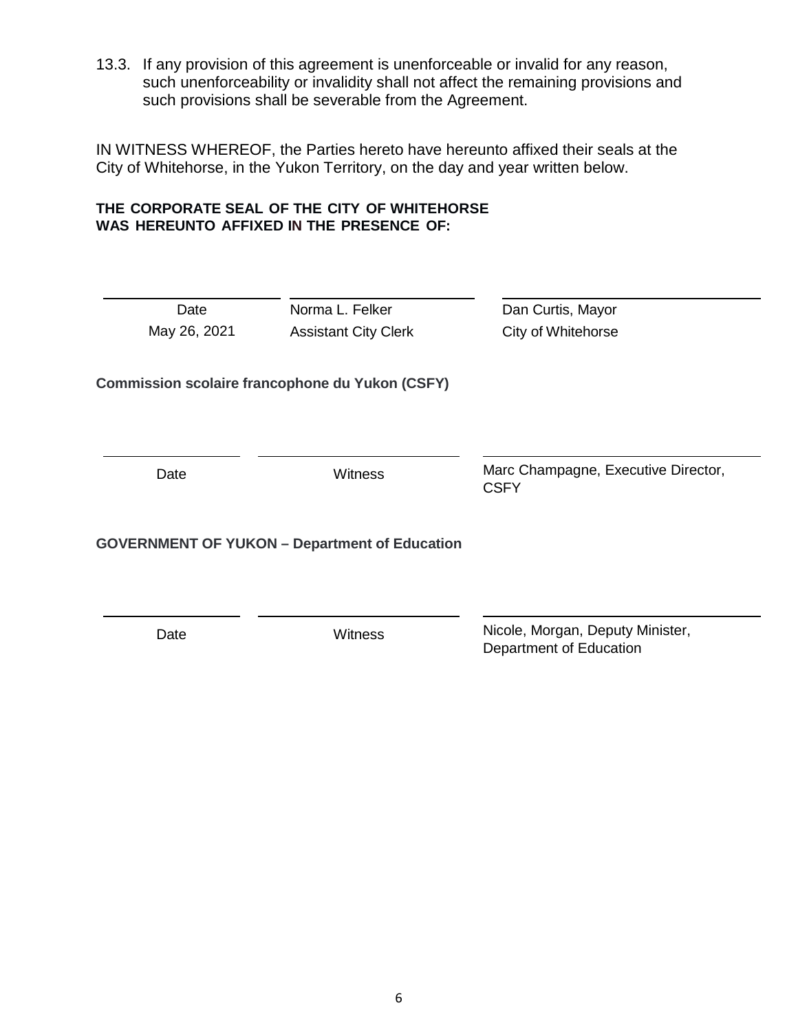13.3. If any provision of this agreement is unenforceable or invalid for any reason, such unenforceability or invalidity shall not affect the remaining provisions and such provisions shall be severable from the Agreement.

IN WITNESS WHEREOF, the Parties hereto have hereunto affixed their seals at the City of Whitehorse, in the Yukon Territory, on the day and year written below.

**THE CORPORATE SEAL OF THE CITY OF WHITEHORSE WAS HEREUNTO AFFIXED IN THE PRESENCE OF:**

| Date | Norma L. Felker | Dan Curtis, Mayor |
|---|---|---|
| May 26, 2021 | Assistant City Clerk | City of Whitehorse |

**Commission scolaire francophone du Yukon (CSFY)**

| Date | Witness | Marc Champagne, Executive Director, CSFY |
|---|---|---|

**GOVERNMENT OF YUKON – Department of Education**

| Date | Witness | Nicole, Morgan, Deputy Minister, Department of Education |
|---|---|---|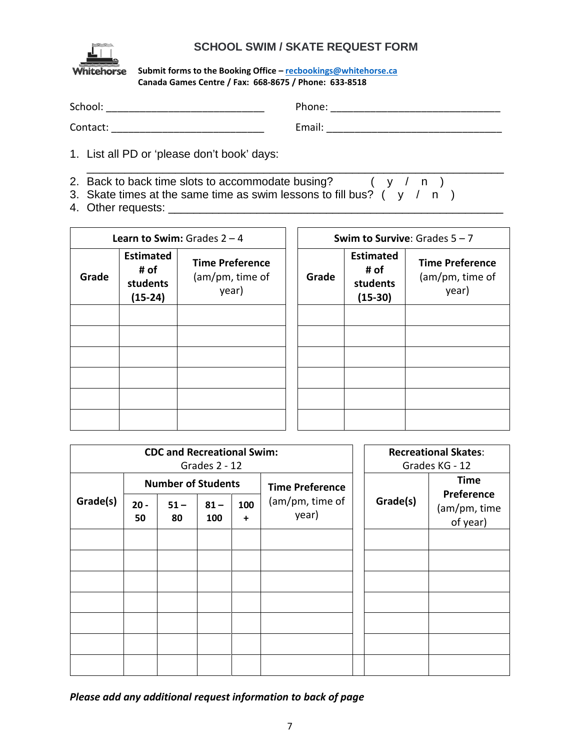# SCHOOL SWIM / SKATE REQUEST FORM

**Submit forms to the Booking Office – recbookings@whitehorse.ca**
**Canada Games Centre / Fax: 668-8675 / Phone: 633-8518**

School: ____________________________ Phone: ______________________________

Contact: ___________________________ Email: _______________________________

1. List all PD or 'please don't book' days: ___________________________________________________________________
2. Back to back time slots to accommodate busing? ( y / n )
3. Skate times at the same time as swim lessons to fill bus? ( y / n )
4. Other requests: _________________________________________________________

| **Learn to Swim:** Grades 2 – 4 | | |
|---|---|---|
| **Grade** | **Estimated # of students (15-24)** | **Time Preference** (am/pm, time of year) |
| | | |
| | | |
| | | |
| | | |
| | | |
| | | |

| **Swim to Survive**: Grades 5 – 7 | | |
|---|---|---|
| **Grade** | **Estimated # of students (15-30)** | **Time Preference** (am/pm, time of year) |
| | | |
| | | |
| | | |
| | | |
| | | |
| | | |

| **CDC and Recreational Swim:** Grades 2 - 12 | | | | | |
|---|---|---|---|---|---|
| **Grade(s)** | **Number of Students** | | | | **Time Preference** (am/pm, time of year) |
| | **20 - 50** | **51 – 80** | **81 – 100** | **100 +** | |
| | | | | | |
| | | | | | |
| | | | | | |
| | | | | | |
| | | | | | |
| | | | | | |
| | | | | | |

| **Recreational Skates**: Grades KG - 12 | |
|---|---|
| **Grade(s)** | **Time Preference** (am/pm, time of year) |
| | |
| | |
| | |
| | |
| | |
| | |
| | |

***Please add any additional request information to back of page***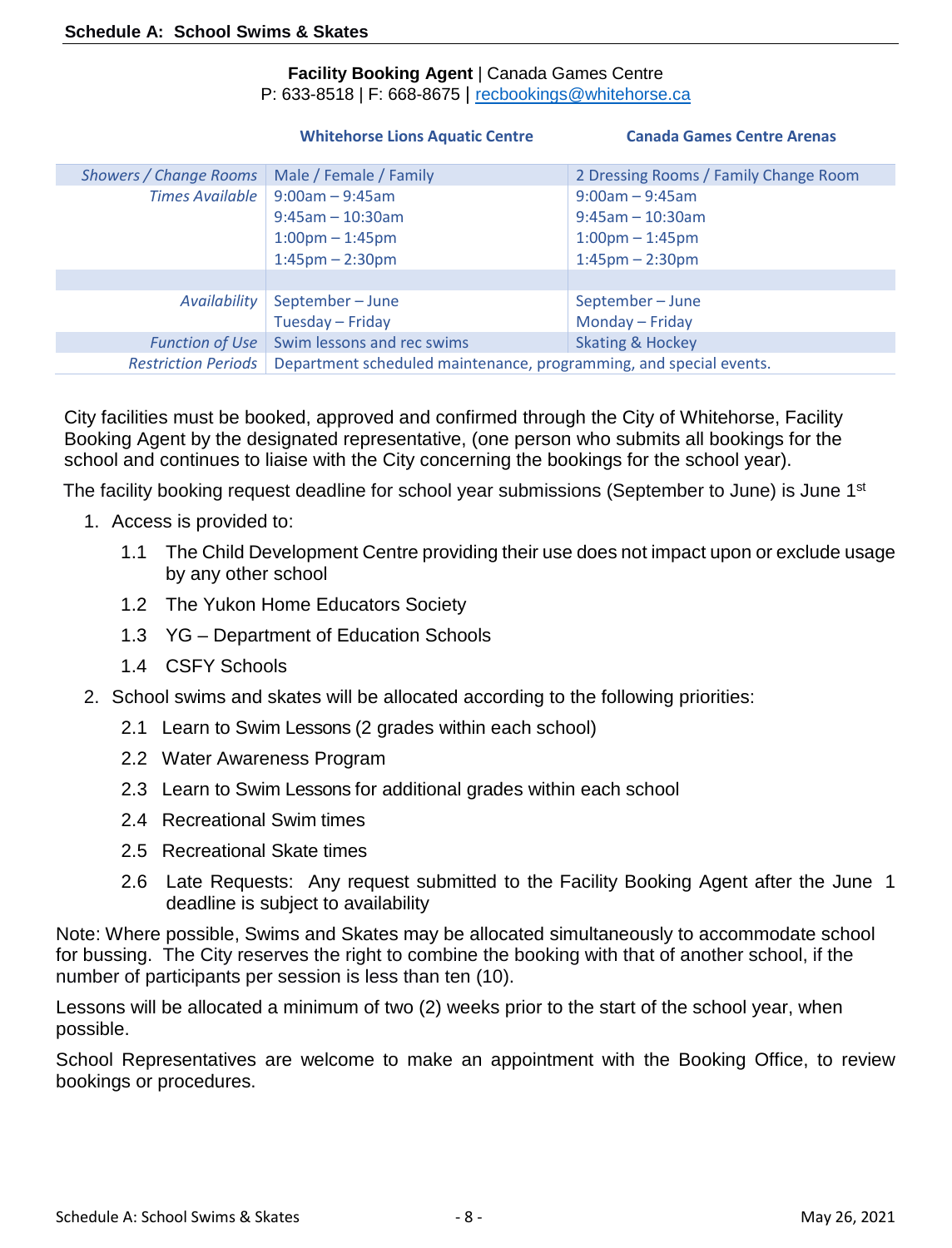## Schedule A: School Swims & Skates

**Facility Booking Agent** | Canada Games Centre
P: 633-8518 | F: 668-8675 | recbookings@whitehorse.ca

| | Whitehorse Lions Aquatic Centre | Canada Games Centre Arenas |
|---|---|---|
| *Showers / Change Rooms* | Male / Female / Family | 2 Dressing Rooms / Family Change Room |
| *Times Available* | 9:00am – 9:45am<br>9:45am – 10:30am<br>1:00pm – 1:45pm<br>1:45pm – 2:30pm | 9:00am – 9:45am<br>9:45am – 10:30am<br>1:00pm – 1:45pm<br>1:45pm – 2:30pm |
| | | |
| *Availability* | September – June<br>Tuesday – Friday | September – June<br>Monday – Friday |
| *Function of Use* | Swim lessons and rec swims | Skating & Hockey |
| *Restriction Periods* | Department scheduled maintenance, programming, and special events. | |

City facilities must be booked, approved and confirmed through the City of Whitehorse, Facility Booking Agent by the designated representative, (one person who submits all bookings for the school and continues to liaise with the City concerning the bookings for the school year).

The facility booking request deadline for school year submissions (September to June) is June 1st

1. Access is provided to:
   - 1.1 The Child Development Centre providing their use does not impact upon or exclude usage by any other school
   - 1.2 The Yukon Home Educators Society
   - 1.3 YG – Department of Education Schools
   - 1.4 CSFY Schools
2. School swims and skates will be allocated according to the following priorities:
   - 2.1 Learn to Swim Lessons (2 grades within each school)
   - 2.2 Water Awareness Program
   - 2.3 Learn to Swim Lessons for additional grades within each school
   - 2.4 Recreational Swim times
   - 2.5 Recreational Skate times
   - 2.6 Late Requests: Any request submitted to the Facility Booking Agent after the June 1 deadline is subject to availability

Note: Where possible, Swims and Skates may be allocated simultaneously to accommodate school for bussing. The City reserves the right to combine the booking with that of another school, if the number of participants per session is less than ten (10).

Lessons will be allocated a minimum of two (2) weeks prior to the start of the school year, when possible.

School Representatives are welcome to make an appointment with the Booking Office, to review bookings or procedures.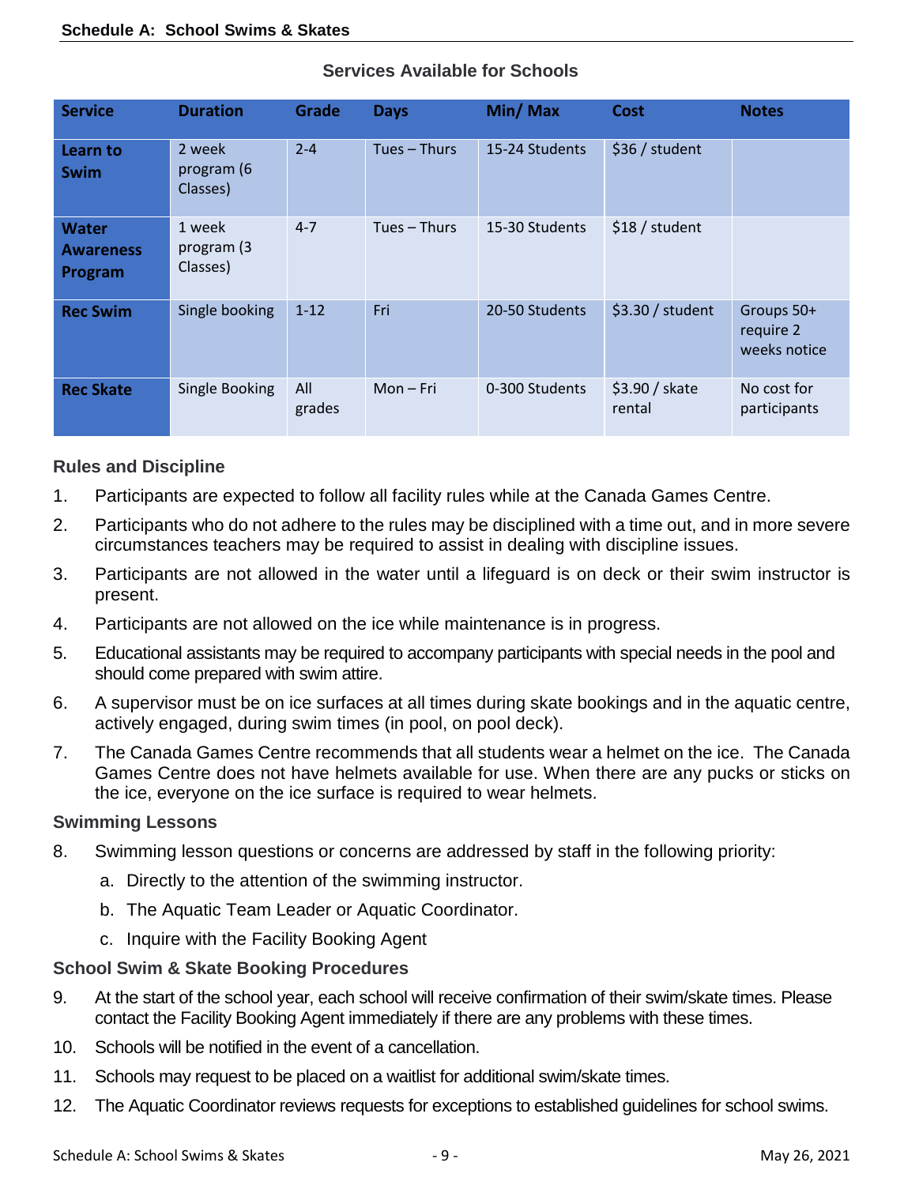## Schedule A: School Swims & Skates

### Services Available for Schools

| Service | Duration | Grade | Days | Min/ Max | Cost | Notes |
|---|---|---|---|---|---|---|
| **Learn to Swim** | 2 week program (6 Classes) | 2-4 | Tues – Thurs | 15-24 Students | $36 / student | |
| **Water Awareness Program** | 1 week program (3 Classes) | 4-7 | Tues – Thurs | 15-30 Students | $18 / student | |
| **Rec Swim** | Single booking | 1-12 | Fri | 20-50 Students | $3.30 / student | Groups 50+ require 2 weeks notice |
| **Rec Skate** | Single Booking | All grades | Mon – Fri | 0-300 Students | $3.90 / skate rental | No cost for participants |

### Rules and Discipline

1. Participants are expected to follow all facility rules while at the Canada Games Centre.
2. Participants who do not adhere to the rules may be disciplined with a time out, and in more severe circumstances teachers may be required to assist in dealing with discipline issues.
3. Participants are not allowed in the water until a lifeguard is on deck or their swim instructor is present.
4. Participants are not allowed on the ice while maintenance is in progress.
5. Educational assistants may be required to accompany participants with special needs in the pool and should come prepared with swim attire.
6. A supervisor must be on ice surfaces at all times during skate bookings and in the aquatic centre, actively engaged, during swim times (in pool, on pool deck).
7. The Canada Games Centre recommends that all students wear a helmet on the ice. The Canada Games Centre does not have helmets available for use. When there are any pucks or sticks on the ice, everyone on the ice surface is required to wear helmets.

### Swimming Lessons

8. Swimming lesson questions or concerns are addressed by staff in the following priority:
   a. Directly to the attention of the swimming instructor.
   b. The Aquatic Team Leader or Aquatic Coordinator.
   c. Inquire with the Facility Booking Agent

### School Swim & Skate Booking Procedures

9. At the start of the school year, each school will receive confirmation of their swim/skate times. Please contact the Facility Booking Agent immediately if there are any problems with these times.
10. Schools will be notified in the event of a cancellation.
11. Schools may request to be placed on a waitlist for additional swim/skate times.
12. The Aquatic Coordinator reviews requests for exceptions to established guidelines for school swims.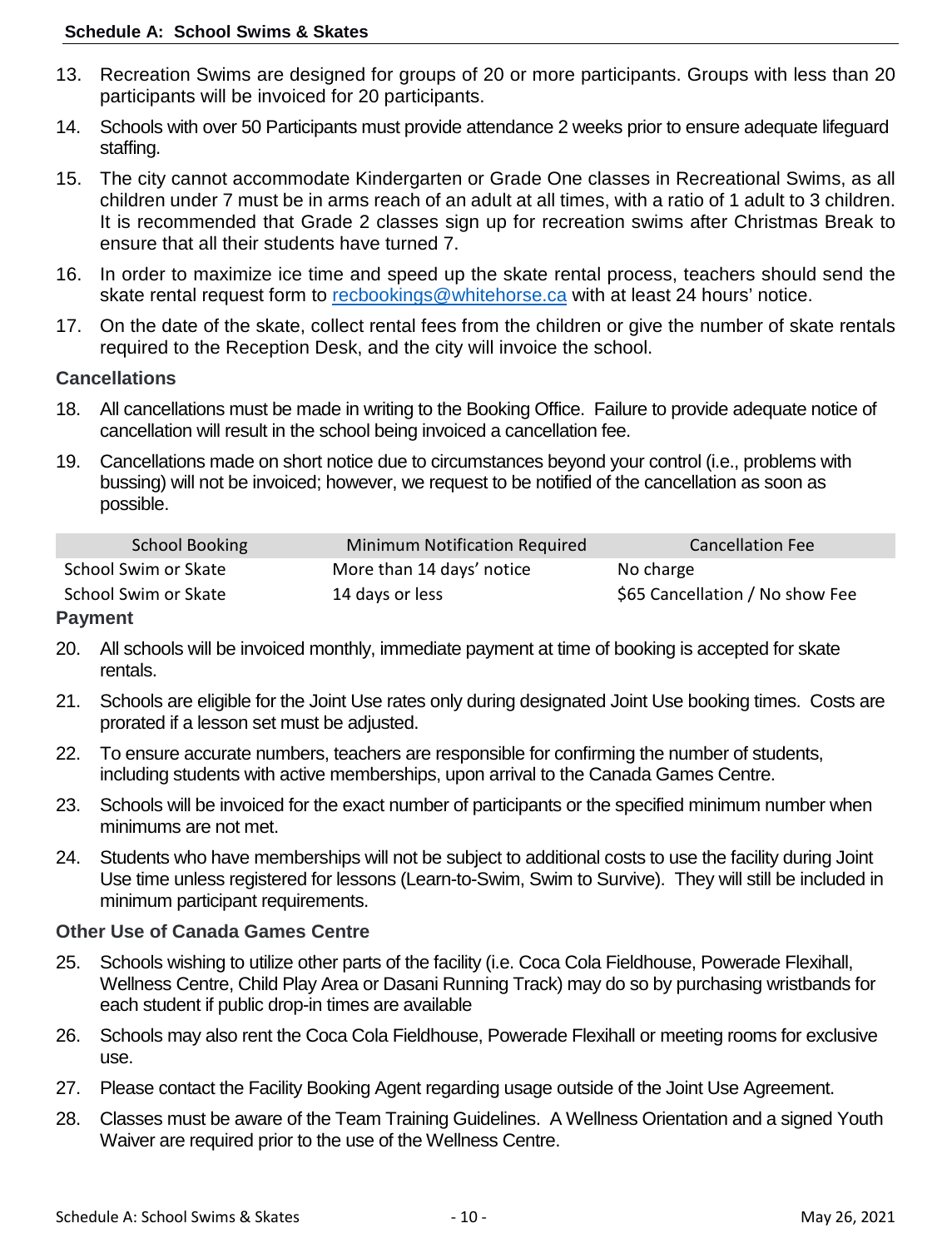13. Recreation Swims are designed for groups of 20 or more participants. Groups with less than 20 participants will be invoiced for 20 participants.
14. Schools with over 50 Participants must provide attendance 2 weeks prior to ensure adequate lifeguard staffing.
15. The city cannot accommodate Kindergarten or Grade One classes in Recreational Swims, as all children under 7 must be in arms reach of an adult at all times, with a ratio of 1 adult to 3 children. It is recommended that Grade 2 classes sign up for recreation swims after Christmas Break to ensure that all their students have turned 7.
16. In order to maximize ice time and speed up the skate rental process, teachers should send the skate rental request form to recbookings@whitehorse.ca with at least 24 hours' notice.
17. On the date of the skate, collect rental fees from the children or give the number of skate rentals required to the Reception Desk, and the city will invoice the school.

### Cancellations

18. All cancellations must be made in writing to the Booking Office. Failure to provide adequate notice of cancellation will result in the school being invoiced a cancellation fee.
19. Cancellations made on short notice due to circumstances beyond your control (i.e., problems with bussing) will not be invoiced; however, we request to be notified of the cancellation as soon as possible.

| School Booking | Minimum Notification Required | Cancellation Fee |
|---|---|---|
| School Swim or Skate | More than 14 days' notice | No charge |
| School Swim or Skate | 14 days or less | $65 Cancellation / No show Fee |

### Payment

20. All schools will be invoiced monthly, immediate payment at time of booking is accepted for skate rentals.
21. Schools are eligible for the Joint Use rates only during designated Joint Use booking times. Costs are prorated if a lesson set must be adjusted.
22. To ensure accurate numbers, teachers are responsible for confirming the number of students, including students with active memberships, upon arrival to the Canada Games Centre.
23. Schools will be invoiced for the exact number of participants or the specified minimum number when minimums are not met.
24. Students who have memberships will not be subject to additional costs to use the facility during Joint Use time unless registered for lessons (Learn-to-Swim, Swim to Survive). They will still be included in minimum participant requirements.

### Other Use of Canada Games Centre

25. Schools wishing to utilize other parts of the facility (i.e. Coca Cola Fieldhouse, Powerade Flexihall, Wellness Centre, Child Play Area or Dasani Running Track) may do so by purchasing wristbands for each student if public drop-in times are available
26. Schools may also rent the Coca Cola Fieldhouse, Powerade Flexihall or meeting rooms for exclusive use.
27. Please contact the Facility Booking Agent regarding usage outside of the Joint Use Agreement.
28. Classes must be aware of the Team Training Guidelines. A Wellness Orientation and a signed Youth Waiver are required prior to the use of the Wellness Centre.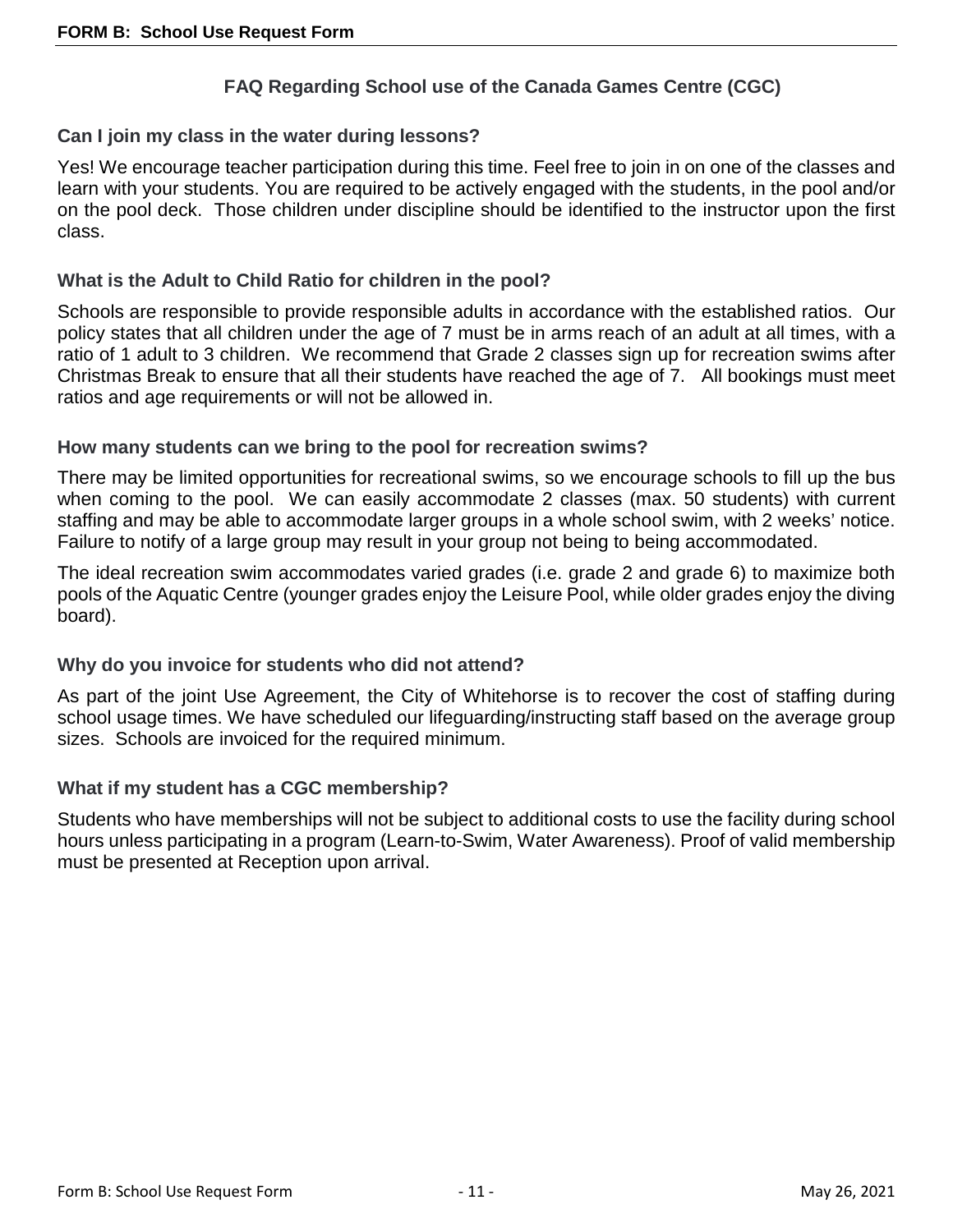## FAQ Regarding School use of the Canada Games Centre (CGC)

### Can I join my class in the water during lessons?

Yes! We encourage teacher participation during this time. Feel free to join in on one of the classes and learn with your students. You are required to be actively engaged with the students, in the pool and/or on the pool deck. Those children under discipline should be identified to the instructor upon the first class.

### What is the Adult to Child Ratio for children in the pool?

Schools are responsible to provide responsible adults in accordance with the established ratios. Our policy states that all children under the age of 7 must be in arms reach of an adult at all times, with a ratio of 1 adult to 3 children. We recommend that Grade 2 classes sign up for recreation swims after Christmas Break to ensure that all their students have reached the age of 7. All bookings must meet ratios and age requirements or will not be allowed in.

### How many students can we bring to the pool for recreation swims?

There may be limited opportunities for recreational swims, so we encourage schools to fill up the bus when coming to the pool. We can easily accommodate 2 classes (max. 50 students) with current staffing and may be able to accommodate larger groups in a whole school swim, with 2 weeks' notice. Failure to notify of a large group may result in your group not being to being accommodated.

The ideal recreation swim accommodates varied grades (i.e. grade 2 and grade 6) to maximize both pools of the Aquatic Centre (younger grades enjoy the Leisure Pool, while older grades enjoy the diving board).

### Why do you invoice for students who did not attend?

As part of the joint Use Agreement, the City of Whitehorse is to recover the cost of staffing during school usage times. We have scheduled our lifeguarding/instructing staff based on the average group sizes. Schools are invoiced for the required minimum.

### What if my student has a CGC membership?

Students who have memberships will not be subject to additional costs to use the facility during school hours unless participating in a program (Learn-to-Swim, Water Awareness). Proof of valid membership must be presented at Reception upon arrival.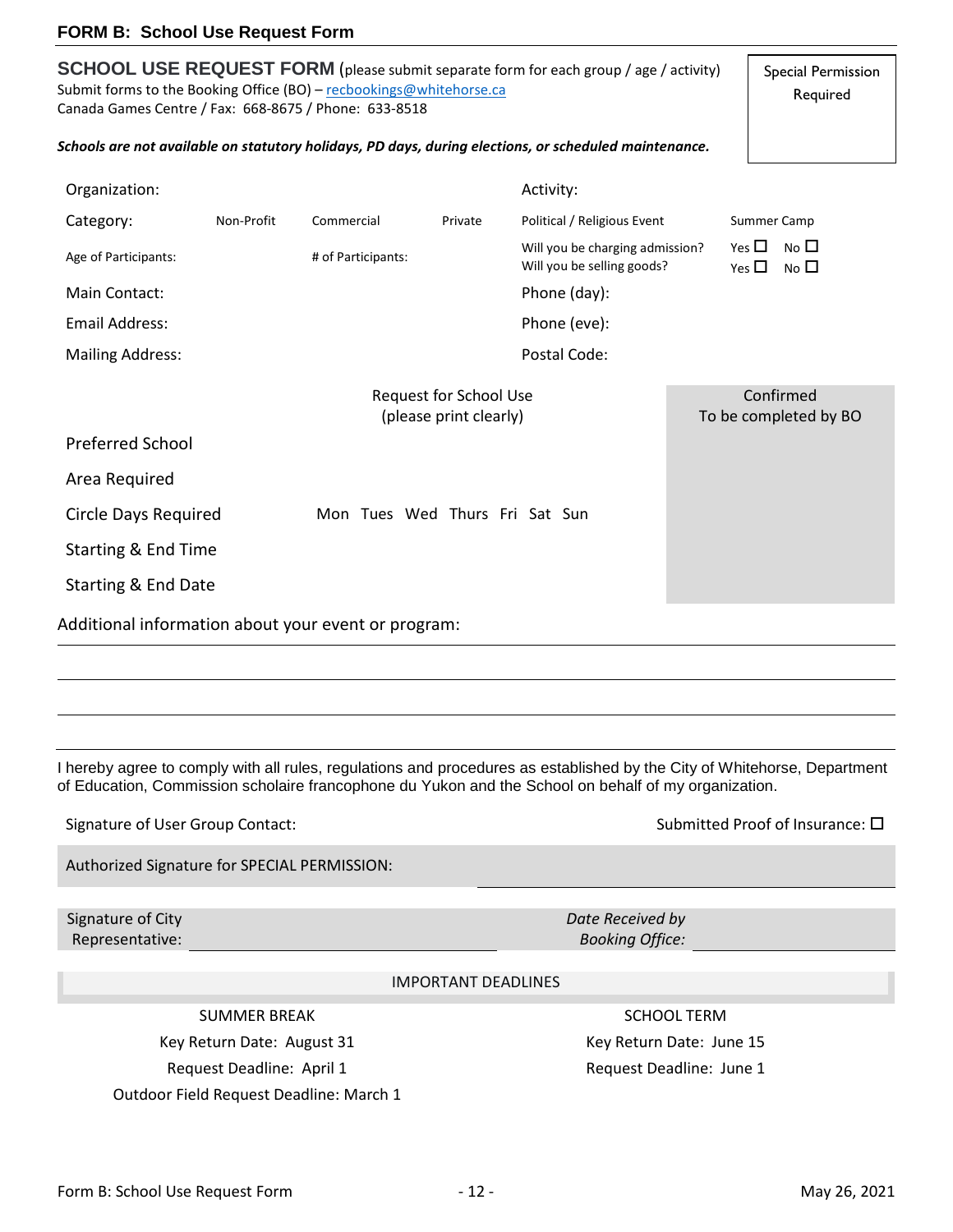# FORM B: School Use Request Form

**SCHOOL USE REQUEST FORM** (please submit separate form for each group / age / activity)
Submit forms to the Booking Office (BO) – recbookings@whitehorse.ca
Canada Games Centre / Fax: 668-8675 / Phone: 633-8518

Special Permission Required

***Schools are not available on statutory holidays, PD days, during elections, or scheduled maintenance.***

Organization: Activity:

Category: Non-Profit Commercial Private Political / Religious Event Summer Camp

Age of Participants: # of Participants: Will you be charging admission? Yes ☐ No ☐
Will you be selling goods? Yes ☐ No ☐

Main Contact: Phone (day):

Email Address: Phone (eve):

Mailing Address: Postal Code:

| | Request for School Use (please print clearly) | Confirmed To be completed by BO |
|---|---|---|
| Preferred School | | |
| Area Required | | |
| Circle Days Required | Mon Tues Wed Thurs Fri Sat Sun | |
| Starting & End Time | | |
| Starting & End Date | | |

Additional information about your event or program:

I hereby agree to comply with all rules, regulations and procedures as established by the City of Whitehorse, Department of Education, Commission scolaire francophone du Yukon and the School on behalf of my organization.

Signature of User Group Contact: Submitted Proof of Insurance: ☐

Authorized Signature for SPECIAL PERMISSION:

Signature of City Representative: *Date Received by Booking Office:*

IMPORTANT DEADLINES

| SUMMER BREAK | SCHOOL TERM |
|---|---|
| Key Return Date: August 31 | Key Return Date: June 15 |
| Request Deadline: April 1 | Request Deadline: June 1 |
| Outdoor Field Request Deadline: March 1 | |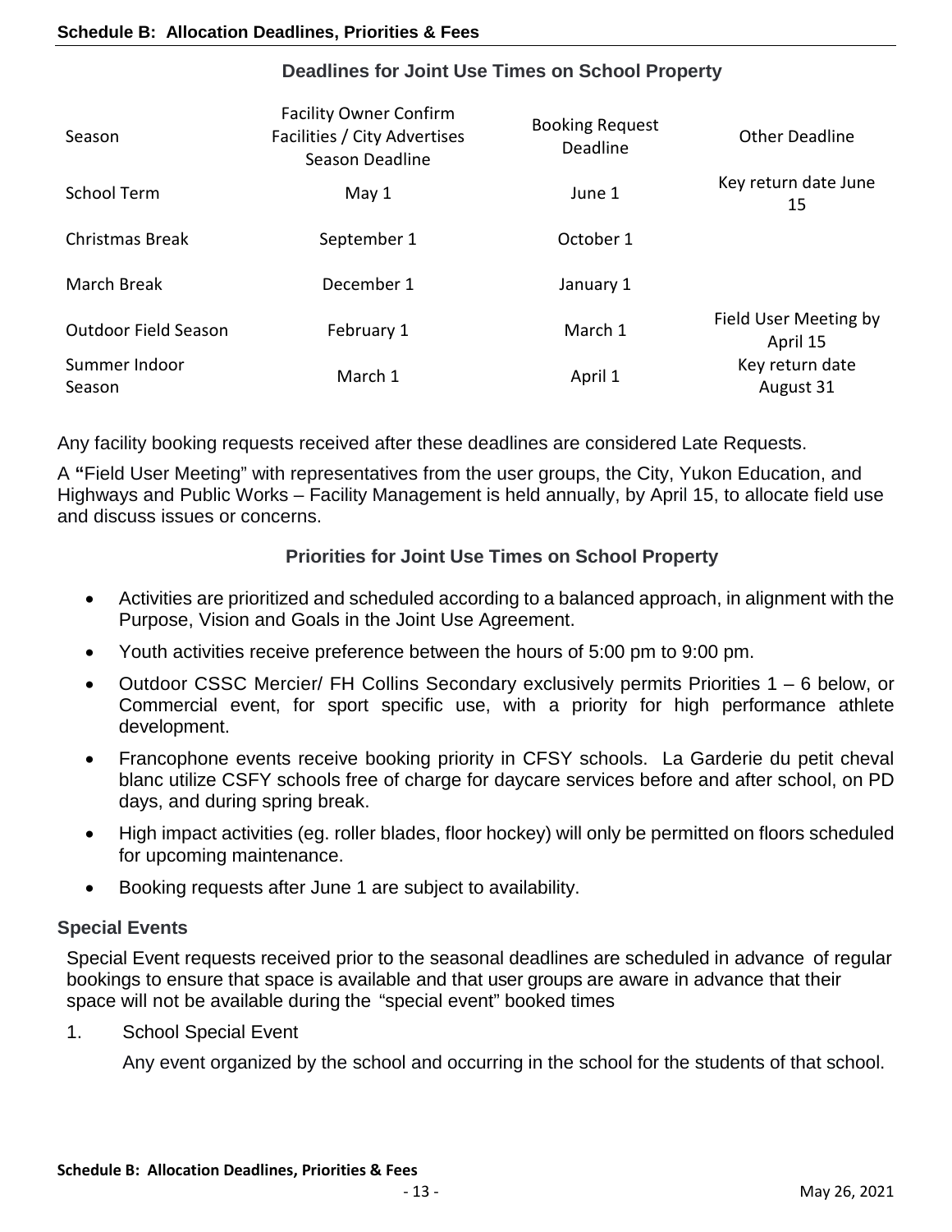## Deadlines for Joint Use Times on School Property

| Season | Facility Owner Confirm Facilities / City Advertises Season Deadline | Booking Request Deadline | Other Deadline |
|---|---|---|---|
| School Term | May 1 | June 1 | Key return date June 15 |
| Christmas Break | September 1 | October 1 | |
| March Break | December 1 | January 1 | |
| Outdoor Field Season | February 1 | March 1 | Field User Meeting by April 15 |
| Summer Indoor Season | March 1 | April 1 | Key return date August 31 |

Any facility booking requests received after these deadlines are considered Late Requests.

A **"**Field User Meeting" with representatives from the user groups, the City, Yukon Education, and Highways and Public Works – Facility Management is held annually, by April 15, to allocate field use and discuss issues or concerns.

## Priorities for Joint Use Times on School Property

- Activities are prioritized and scheduled according to a balanced approach, in alignment with the Purpose, Vision and Goals in the Joint Use Agreement.
- Youth activities receive preference between the hours of 5:00 pm to 9:00 pm.
- Outdoor CSSC Mercier/ FH Collins Secondary exclusively permits Priorities 1 – 6 below, or Commercial event, for sport specific use, with a priority for high performance athlete development.
- Francophone events receive booking priority in CFSY schools. La Garderie du petit cheval blanc utilize CSFY schools free of charge for daycare services before and after school, on PD days, and during spring break.
- High impact activities (eg. roller blades, floor hockey) will only be permitted on floors scheduled for upcoming maintenance.
- Booking requests after June 1 are subject to availability.

### Special Events

Special Event requests received prior to the seasonal deadlines are scheduled in advance of regular bookings to ensure that space is available and that user groups are aware in advance that their space will not be available during the "special event" booked times

1. School Special Event

   Any event organized by the school and occurring in the school for the students of that school.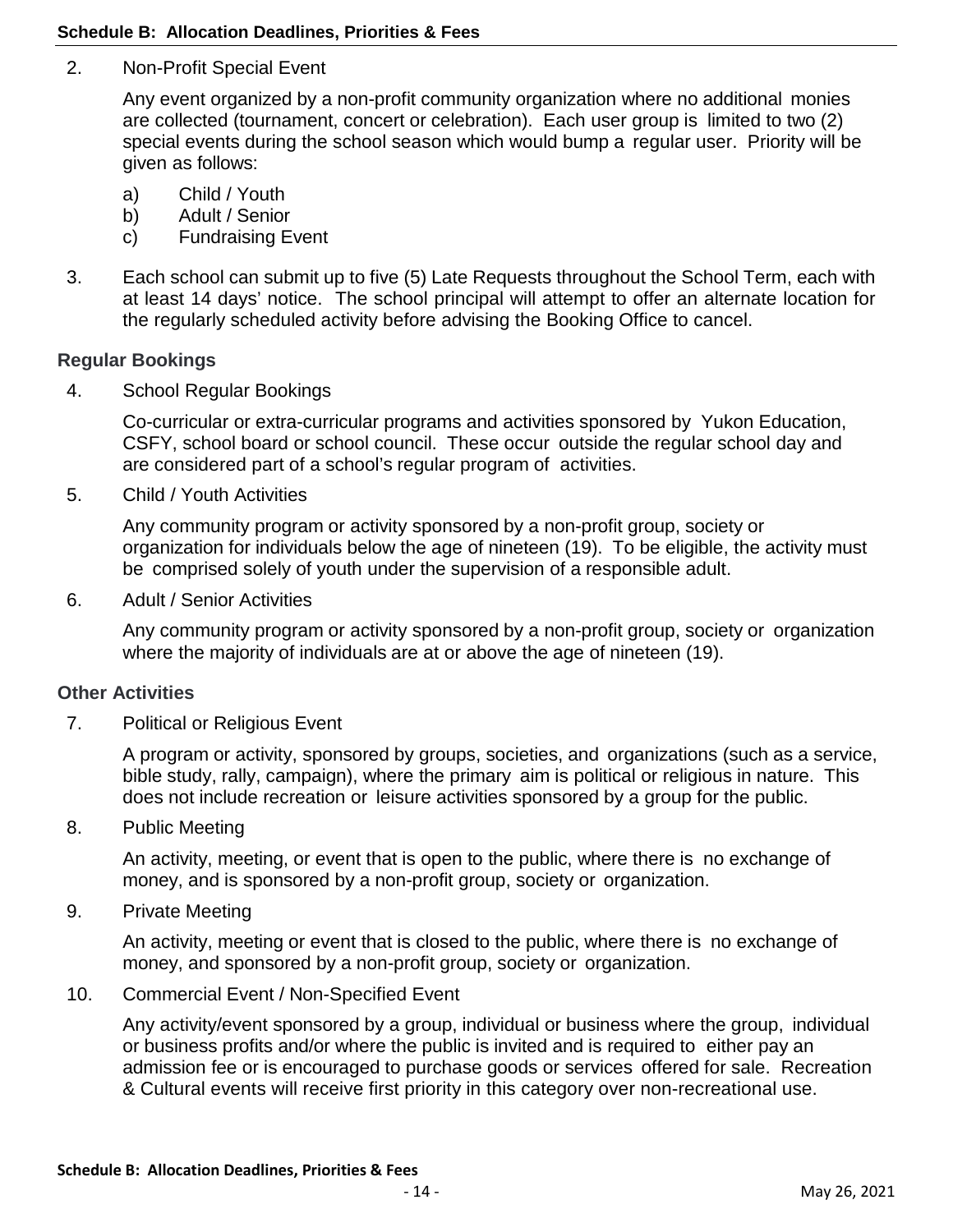2. Non-Profit Special Event

   Any event organized by a non-profit community organization where no additional monies are collected (tournament, concert or celebration). Each user group is limited to two (2) special events during the school season which would bump a regular user. Priority will be given as follows:

   a) Child / Youth
   b) Adult / Senior
   c) Fundraising Event

3. Each school can submit up to five (5) Late Requests throughout the School Term, each with at least 14 days' notice. The school principal will attempt to offer an alternate location for the regularly scheduled activity before advising the Booking Office to cancel.

### Regular Bookings

4. School Regular Bookings

   Co-curricular or extra-curricular programs and activities sponsored by Yukon Education, CSFY, school board or school council. These occur outside the regular school day and are considered part of a school's regular program of activities.

5. Child / Youth Activities

   Any community program or activity sponsored by a non-profit group, society or organization for individuals below the age of nineteen (19). To be eligible, the activity must be comprised solely of youth under the supervision of a responsible adult.

6. Adult / Senior Activities

   Any community program or activity sponsored by a non-profit group, society or organization where the majority of individuals are at or above the age of nineteen (19).

### Other Activities

7. Political or Religious Event

   A program or activity, sponsored by groups, societies, and organizations (such as a service, bible study, rally, campaign), where the primary aim is political or religious in nature. This does not include recreation or leisure activities sponsored by a group for the public.

8. Public Meeting

   An activity, meeting, or event that is open to the public, where there is no exchange of money, and is sponsored by a non-profit group, society or organization.

9. Private Meeting

   An activity, meeting or event that is closed to the public, where there is no exchange of money, and sponsored by a non-profit group, society or organization.

10. Commercial Event / Non-Specified Event

    Any activity/event sponsored by a group, individual or business where the group, individual or business profits and/or where the public is invited and is required to either pay an admission fee or is encouraged to purchase goods or services offered for sale. Recreation & Cultural events will receive first priority in this category over non-recreational use.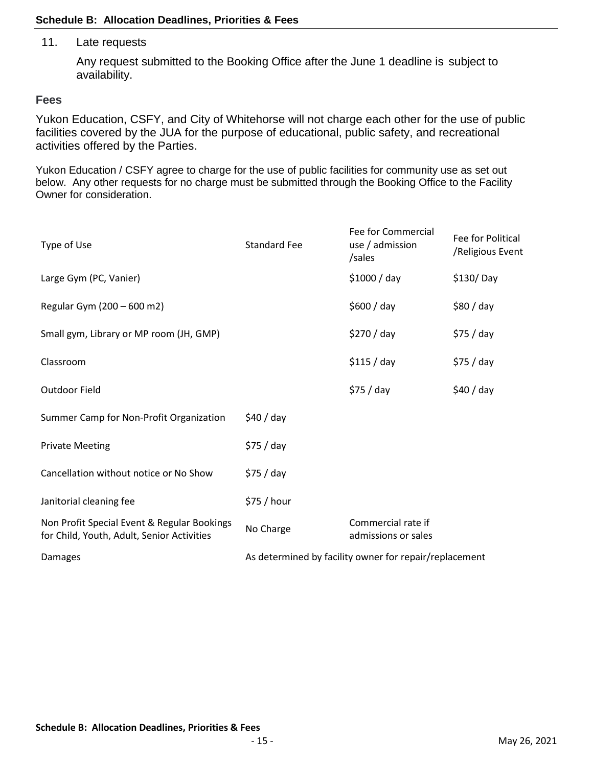11. Late requests

    Any request submitted to the Booking Office after the June 1 deadline is subject to availability.

## Fees

Yukon Education, CSFY, and City of Whitehorse will not charge each other for the use of public facilities covered by the JUA for the purpose of educational, public safety, and recreational activities offered by the Parties.

Yukon Education / CSFY agree to charge for the use of public facilities for community use as set out below. Any other requests for no charge must be submitted through the Booking Office to the Facility Owner for consideration.

| Type of Use | Standard Fee | Fee for Commercial use / admission /sales | Fee for Political /Religious Event |
|---|---|---|---|
| Large Gym (PC, Vanier) | | $1000 / day | $130/ Day |
| Regular Gym (200 – 600 m2) | | $600 / day | $80 / day |
| Small gym, Library or MP room (JH, GMP) | | $270 / day | $75 / day |
| Classroom | | $115 / day | $75 / day |
| Outdoor Field | | $75 / day | $40 / day |
| Summer Camp for Non-Profit Organization | $40 / day | | |
| Private Meeting | $75 / day | | |
| Cancellation without notice or No Show | $75 / day | | |
| Janitorial cleaning fee | $75 / hour | | |
| Non Profit Special Event & Regular Bookings for Child, Youth, Adult, Senior Activities | No Charge | Commercial rate if admissions or sales | |
| Damages | As determined by facility owner for repair/replacement | | |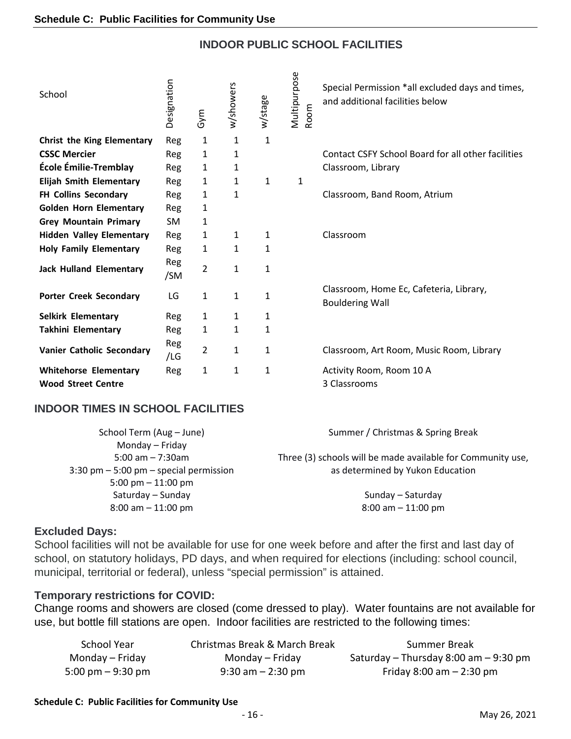## Schedule C: Public Facilities for Community Use

### INDOOR PUBLIC SCHOOL FACILITIES

| School | Designation | Gym | w/showers | w/stage | Multipurpose Room | Special Permission *all excluded days and times, and additional facilities below |
|---|---|---|---|---|---|---|
| **Christ the King Elementary** | Reg | 1 | 1 | 1 | | |
| **CSSC Mercier** | Reg | 1 | 1 | | | Contact CSFY School Board for all other facilities |
| **École Émilie-Tremblay** | Reg | 1 | 1 | | | Classroom, Library |
| **Elijah Smith Elementary** | Reg | 1 | 1 | 1 | 1 | |
| **FH Collins Secondary** | Reg | 1 | 1 | | | Classroom, Band Room, Atrium |
| **Golden Horn Elementary** | Reg | 1 | | | | |
| **Grey Mountain Primary** | SM | 1 | | | | |
| **Hidden Valley Elementary** | Reg | 1 | 1 | 1 | | Classroom |
| **Holy Family Elementary** | Reg | 1 | 1 | 1 | | |
| **Jack Hulland Elementary** | Reg /SM | 2 | 1 | 1 | | |
| **Porter Creek Secondary** | LG | 1 | 1 | 1 | | Classroom, Home Ec, Cafeteria, Library, Bouldering Wall |
| **Selkirk Elementary** | Reg | 1 | 1 | 1 | | |
| **Takhini Elementary** | Reg | 1 | 1 | 1 | | |
| **Vanier Catholic Secondary** | Reg /LG | 2 | 1 | 1 | | Classroom, Art Room, Music Room, Library |
| **Whitehorse Elementary** | Reg | 1 | 1 | 1 | | Activity Room, Room 10 A |
| **Wood Street Centre** | | | | | | 3 Classrooms |

### INDOOR TIMES IN SCHOOL FACILITIES

| School Term (Aug – June) | Summer / Christmas & Spring Break |
|---|---|
| Monday – Friday<br>5:00 am – 7:30am<br>3:30 pm – 5:00 pm – special permission<br>5:00 pm – 11:00 pm | Three (3) schools will be made available for Community use, as determined by Yukon Education |
| Saturday – Sunday<br>8:00 am – 11:00 pm | Sunday – Saturday<br>8:00 am – 11:00 pm |

### Excluded Days:

School facilities will not be available for use for one week before and after the first and last day of school, on statutory holidays, PD days, and when required for elections (including: school council, municipal, territorial or federal), unless "special permission" is attained.

### Temporary restrictions for COVID:

Change rooms and showers are closed (come dressed to play). Water fountains are not available for use, but bottle fill stations are open. Indoor facilities are restricted to the following times:

| School Year | Christmas Break & March Break | Summer Break |
|---|---|---|
| Monday – Friday<br>5:00 pm – 9:30 pm | Monday – Friday<br>9:30 am – 2:30 pm | Saturday – Thursday 8:00 am – 9:30 pm<br>Friday 8:00 am – 2:30 pm |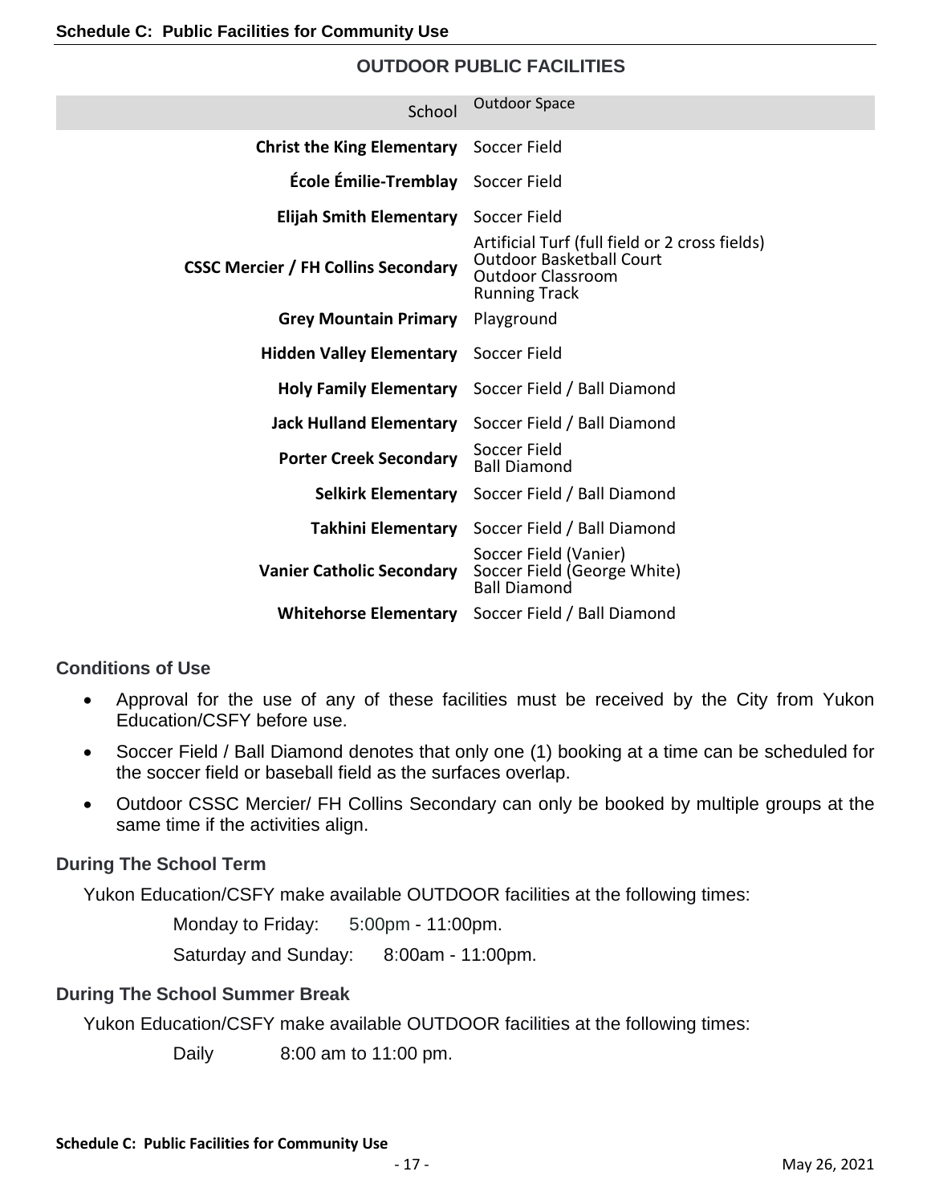## OUTDOOR PUBLIC FACILITIES

| School | Outdoor Space |
|---|---|
| **Christ the King Elementary** | Soccer Field |
| **École Émilie-Tremblay** | Soccer Field |
| **Elijah Smith Elementary** | Soccer Field |
| **CSSC Mercier / FH Collins Secondary** | Artificial Turf (full field or 2 cross fields)<br>Outdoor Basketball Court<br>Outdoor Classroom<br>Running Track |
| **Grey Mountain Primary** | Playground |
| **Hidden Valley Elementary** | Soccer Field |
| **Holy Family Elementary** | Soccer Field / Ball Diamond |
| **Jack Hulland Elementary** | Soccer Field / Ball Diamond |
| **Porter Creek Secondary** | Soccer Field<br>Ball Diamond |
| **Selkirk Elementary** | Soccer Field / Ball Diamond |
| **Takhini Elementary** | Soccer Field / Ball Diamond |
| **Vanier Catholic Secondary** | Soccer Field (Vanier)<br>Soccer Field (George White)<br>Ball Diamond |
| **Whitehorse Elementary** | Soccer Field / Ball Diamond |

### Conditions of Use

- Approval for the use of any of these facilities must be received by the City from Yukon Education/CSFY before use.
- Soccer Field / Ball Diamond denotes that only one (1) booking at a time can be scheduled for the soccer field or baseball field as the surfaces overlap.
- Outdoor CSSC Mercier/ FH Collins Secondary can only be booked by multiple groups at the same time if the activities align.

### During The School Term

Yukon Education/CSFY make available OUTDOOR facilities at the following times:

Monday to Friday: 5:00pm - 11:00pm.

Saturday and Sunday: 8:00am - 11:00pm.

### During The School Summer Break

Yukon Education/CSFY make available OUTDOOR facilities at the following times:

Daily 8:00 am to 11:00 pm.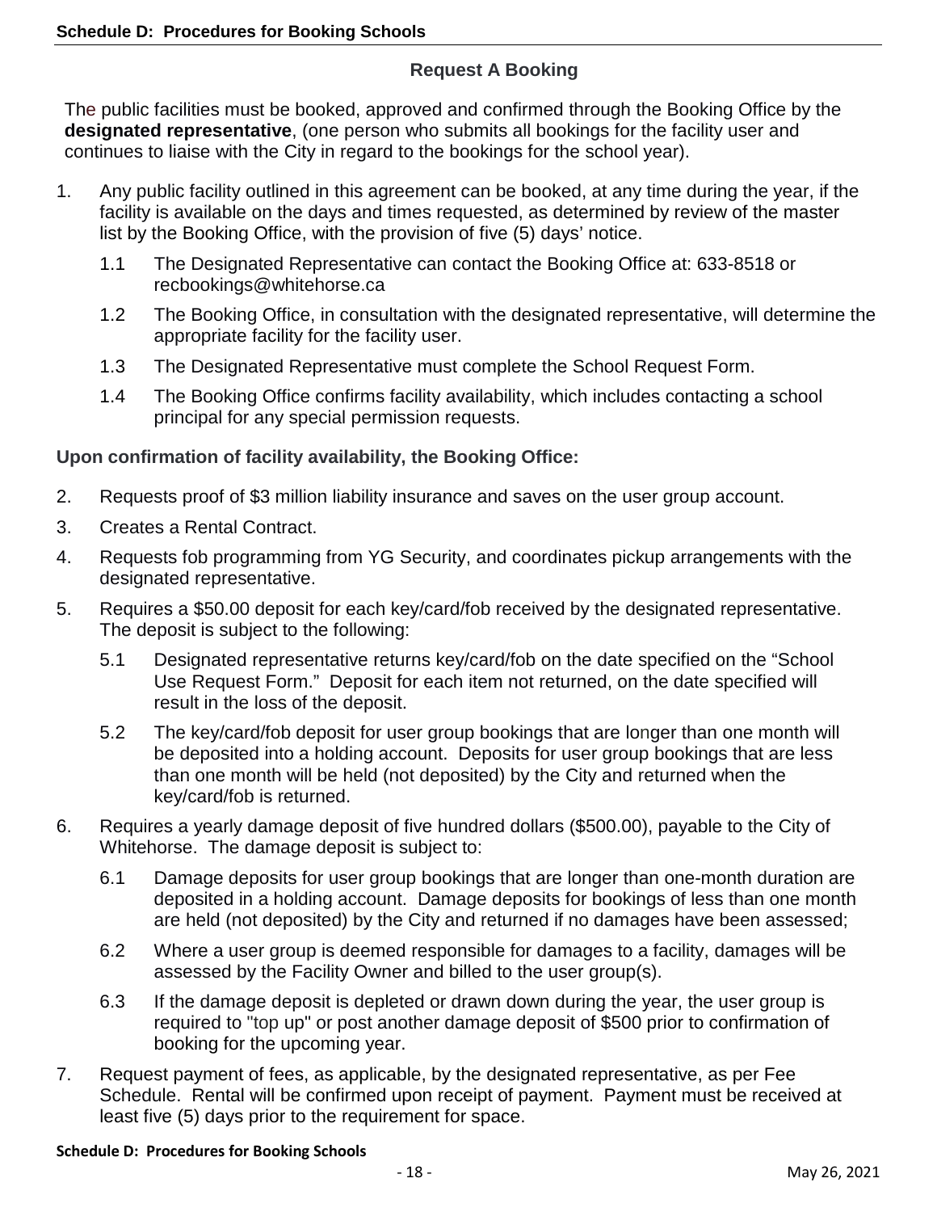## Request A Booking

The public facilities must be booked, approved and confirmed through the Booking Office by the **designated representative**, (one person who submits all bookings for the facility user and continues to liaise with the City in regard to the bookings for the school year).

1. Any public facility outlined in this agreement can be booked, at any time during the year, if the facility is available on the days and times requested, as determined by review of the master list by the Booking Office, with the provision of five (5) days' notice.

   1.1 The Designated Representative can contact the Booking Office at: 633-8518 or recbookings@whitehorse.ca

   1.2 The Booking Office, in consultation with the designated representative, will determine the appropriate facility for the facility user.

   1.3 The Designated Representative must complete the School Request Form.

   1.4 The Booking Office confirms facility availability, which includes contacting a school principal for any special permission requests.

**Upon confirmation of facility availability, the Booking Office:**

2. Requests proof of $3 million liability insurance and saves on the user group account.
3. Creates a Rental Contract.
4. Requests fob programming from YG Security, and coordinates pickup arrangements with the designated representative.
5. Requires a $50.00 deposit for each key/card/fob received by the designated representative. The deposit is subject to the following:

   5.1 Designated representative returns key/card/fob on the date specified on the "School Use Request Form." Deposit for each item not returned, on the date specified will result in the loss of the deposit.

   5.2 The key/card/fob deposit for user group bookings that are longer than one month will be deposited into a holding account. Deposits for user group bookings that are less than one month will be held (not deposited) by the City and returned when the key/card/fob is returned.

6. Requires a yearly damage deposit of five hundred dollars ($500.00), payable to the City of Whitehorse. The damage deposit is subject to:

   6.1 Damage deposits for user group bookings that are longer than one-month duration are deposited in a holding account. Damage deposits for bookings of less than one month are held (not deposited) by the City and returned if no damages have been assessed;

   6.2 Where a user group is deemed responsible for damages to a facility, damages will be assessed by the Facility Owner and billed to the user group(s).

   6.3 If the damage deposit is depleted or drawn down during the year, the user group is required to "top up" or post another damage deposit of $500 prior to confirmation of booking for the upcoming year.

7. Request payment of fees, as applicable, by the designated representative, as per Fee Schedule. Rental will be confirmed upon receipt of payment. Payment must be received at least five (5) days prior to the requirement for space.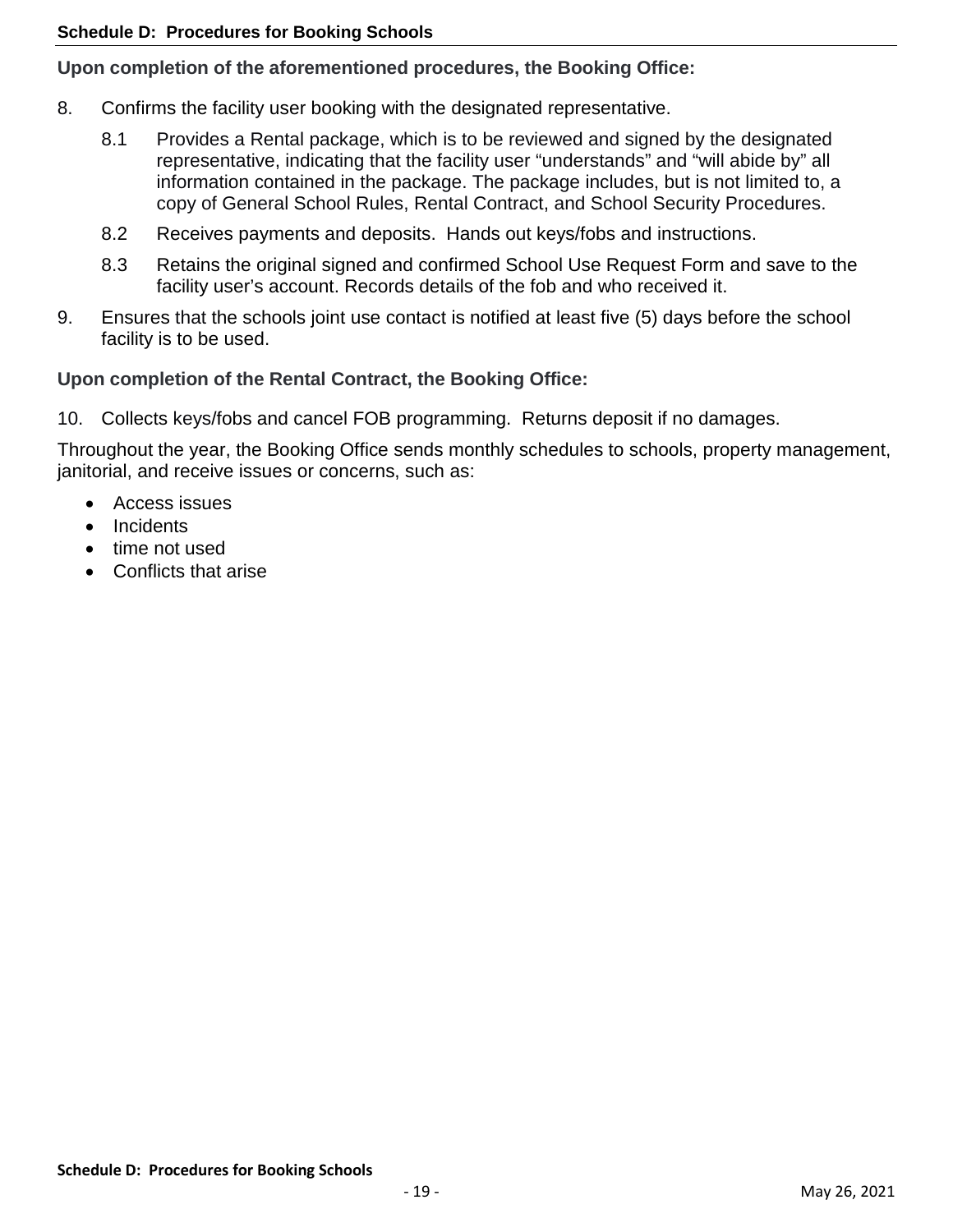**Upon completion of the aforementioned procedures, the Booking Office:**

8. Confirms the facility user booking with the designated representative.

   8.1 Provides a Rental package, which is to be reviewed and signed by the designated representative, indicating that the facility user “understands” and “will abide by” all information contained in the package. The package includes, but is not limited to, a copy of General School Rules, Rental Contract, and School Security Procedures.

   8.2 Receives payments and deposits. Hands out keys/fobs and instructions.

   8.3 Retains the original signed and confirmed School Use Request Form and save to the facility user’s account. Records details of the fob and who received it.

9. Ensures that the schools joint use contact is notified at least five (5) days before the school facility is to be used.

**Upon completion of the Rental Contract, the Booking Office:**

10. Collects keys/fobs and cancel FOB programming. Returns deposit if no damages.

Throughout the year, the Booking Office sends monthly schedules to schools, property management, janitorial, and receive issues or concerns, such as:

- Access issues
- Incidents
- time not used
- Conflicts that arise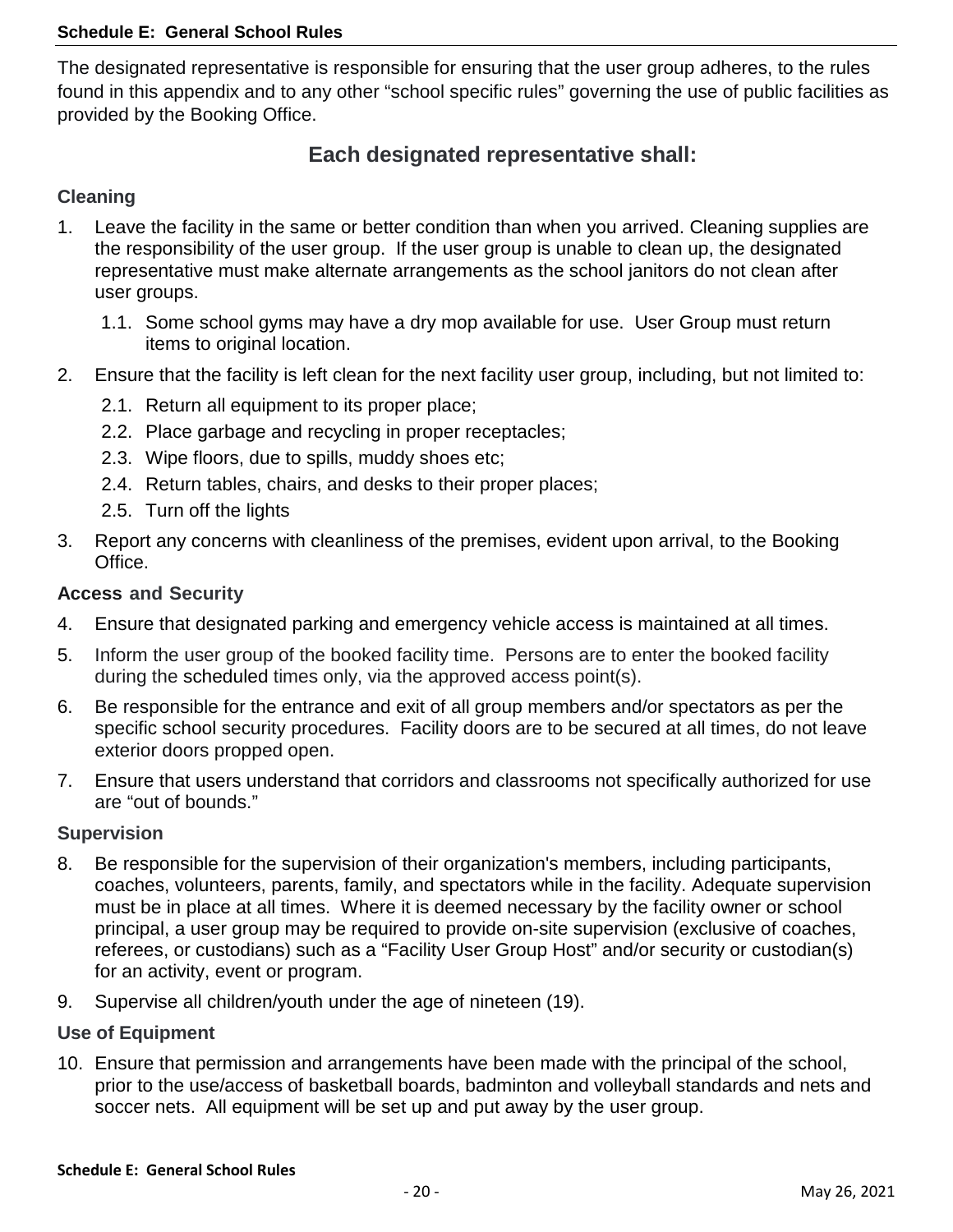# Schedule E: General School Rules

The designated representative is responsible for ensuring that the user group adheres, to the rules found in this appendix and to any other "school specific rules" governing the use of public facilities as provided by the Booking Office.

## Each designated representative shall:

### Cleaning

1. Leave the facility in the same or better condition than when you arrived. Cleaning supplies are the responsibility of the user group. If the user group is unable to clean up, the designated representative must make alternate arrangements as the school janitors do not clean after user groups.
   1.1. Some school gyms may have a dry mop available for use. User Group must return items to original location.
2. Ensure that the facility is left clean for the next facility user group, including, but not limited to:
   2.1. Return all equipment to its proper place;
   2.2. Place garbage and recycling in proper receptacles;
   2.3. Wipe floors, due to spills, muddy shoes etc;
   2.4. Return tables, chairs, and desks to their proper places;
   2.5. Turn off the lights
3. Report any concerns with cleanliness of the premises, evident upon arrival, to the Booking Office.

### Access and Security

4. Ensure that designated parking and emergency vehicle access is maintained at all times.
5. Inform the user group of the booked facility time. Persons are to enter the booked facility during the scheduled times only, via the approved access point(s).
6. Be responsible for the entrance and exit of all group members and/or spectators as per the specific school security procedures. Facility doors are to be secured at all times, do not leave exterior doors propped open.
7. Ensure that users understand that corridors and classrooms not specifically authorized for use are "out of bounds."

### Supervision

8. Be responsible for the supervision of their organization's members, including participants, coaches, volunteers, parents, family, and spectators while in the facility. Adequate supervision must be in place at all times. Where it is deemed necessary by the facility owner or school principal, a user group may be required to provide on-site supervision (exclusive of coaches, referees, or custodians) such as a "Facility User Group Host" and/or security or custodian(s) for an activity, event or program.
9. Supervise all children/youth under the age of nineteen (19).

### Use of Equipment

10. Ensure that permission and arrangements have been made with the principal of the school, prior to the use/access of basketball boards, badminton and volleyball standards and nets and soccer nets. All equipment will be set up and put away by the user group.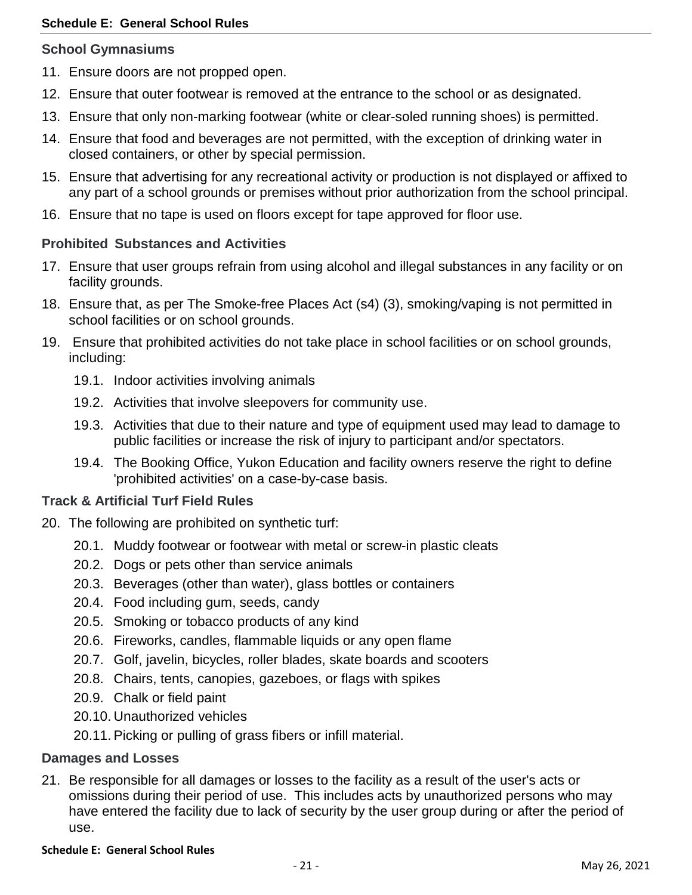### School Gymnasiums

11. Ensure doors are not propped open.
12. Ensure that outer footwear is removed at the entrance to the school or as designated.
13. Ensure that only non-marking footwear (white or clear-soled running shoes) is permitted.
14. Ensure that food and beverages are not permitted, with the exception of drinking water in closed containers, or other by special permission.
15. Ensure that advertising for any recreational activity or production is not displayed or affixed to any part of a school grounds or premises without prior authorization from the school principal.
16. Ensure that no tape is used on floors except for tape approved for floor use.

### Prohibited Substances and Activities

17. Ensure that user groups refrain from using alcohol and illegal substances in any facility or on facility grounds.
18. Ensure that, as per The Smoke-free Places Act (s4) (3), smoking/vaping is not permitted in school facilities or on school grounds.
19. Ensure that prohibited activities do not take place in school facilities or on school grounds, including:
    - 19.1. Indoor activities involving animals
    - 19.2. Activities that involve sleepovers for community use.
    - 19.3. Activities that due to their nature and type of equipment used may lead to damage to public facilities or increase the risk of injury to participant and/or spectators.
    - 19.4. The Booking Office, Yukon Education and facility owners reserve the right to define 'prohibited activities' on a case-by-case basis.

### Track & Artificial Turf Field Rules

20. The following are prohibited on synthetic turf:
    - 20.1. Muddy footwear or footwear with metal or screw-in plastic cleats
    - 20.2. Dogs or pets other than service animals
    - 20.3. Beverages (other than water), glass bottles or containers
    - 20.4. Food including gum, seeds, candy
    - 20.5. Smoking or tobacco products of any kind
    - 20.6. Fireworks, candles, flammable liquids or any open flame
    - 20.7. Golf, javelin, bicycles, roller blades, skate boards and scooters
    - 20.8. Chairs, tents, canopies, gazeboes, or flags with spikes
    - 20.9. Chalk or field paint
    - 20.10. Unauthorized vehicles
    - 20.11. Picking or pulling of grass fibers or infill material.

### Damages and Losses

21. Be responsible for all damages or losses to the facility as a result of the user's acts or omissions during their period of use. This includes acts by unauthorized persons who may have entered the facility due to lack of security by the user group during or after the period of use.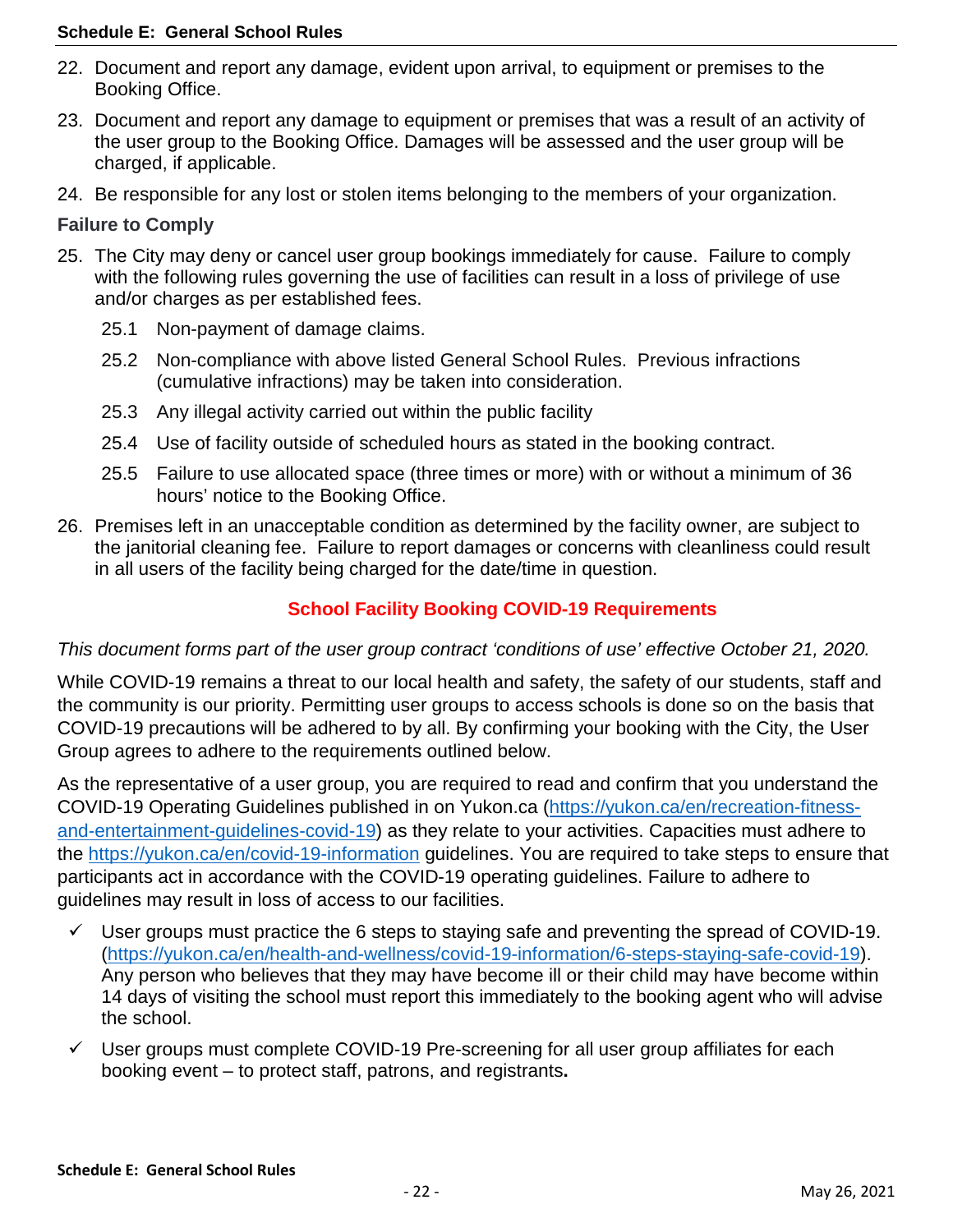22. Document and report any damage, evident upon arrival, to equipment or premises to the Booking Office.
23. Document and report any damage to equipment or premises that was a result of an activity of the user group to the Booking Office. Damages will be assessed and the user group will be charged, if applicable.
24. Be responsible for any lost or stolen items belonging to the members of your organization.

### Failure to Comply

25. The City may deny or cancel user group bookings immediately for cause. Failure to comply with the following rules governing the use of facilities can result in a loss of privilege of use and/or charges as per established fees.
    - 25.1 Non-payment of damage claims.
    - 25.2 Non-compliance with above listed General School Rules. Previous infractions (cumulative infractions) may be taken into consideration.
    - 25.3 Any illegal activity carried out within the public facility
    - 25.4 Use of facility outside of scheduled hours as stated in the booking contract.
    - 25.5 Failure to use allocated space (three times or more) with or without a minimum of 36 hours' notice to the Booking Office.
26. Premises left in an unacceptable condition as determined by the facility owner, are subject to the janitorial cleaning fee. Failure to report damages or concerns with cleanliness could result in all users of the facility being charged for the date/time in question.

## School Facility Booking COVID-19 Requirements

*This document forms part of the user group contract 'conditions of use' effective October 21, 2020.*

While COVID-19 remains a threat to our local health and safety, the safety of our students, staff and the community is our priority. Permitting user groups to access schools is done so on the basis that COVID-19 precautions will be adhered to by all. By confirming your booking with the City, the User Group agrees to adhere to the requirements outlined below.

As the representative of a user group, you are required to read and confirm that you understand the COVID-19 Operating Guidelines published in on Yukon.ca (https://yukon.ca/en/recreation-fitness-and-entertainment-guidelines-covid-19) as they relate to your activities. Capacities must adhere to the https://yukon.ca/en/covid-19-information guidelines. You are required to take steps to ensure that participants act in accordance with the COVID-19 operating guidelines. Failure to adhere to guidelines may result in loss of access to our facilities.

- ✓ User groups must practice the 6 steps to staying safe and preventing the spread of COVID-19. (https://yukon.ca/en/health-and-wellness/covid-19-information/6-steps-staying-safe-covid-19). Any person who believes that they may have become ill or their child may have become within 14 days of visiting the school must report this immediately to the booking agent who will advise the school.
- ✓ User groups must complete COVID-19 Pre-screening for all user group affiliates for each booking event – to protect staff, patrons, and registrants**.**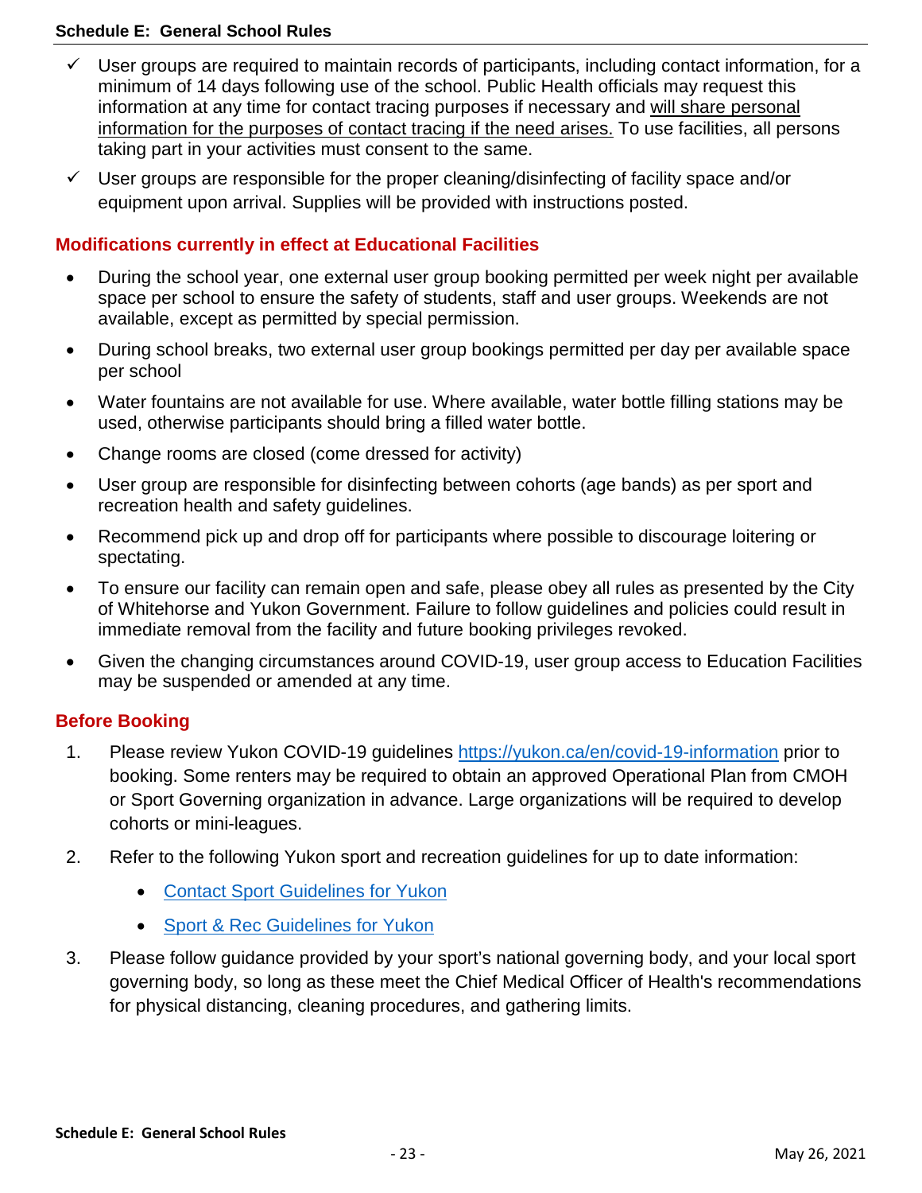- ✓ User groups are required to maintain records of participants, including contact information, for a minimum of 14 days following use of the school. Public Health officials may request this information at any time for contact tracing purposes if necessary and will share personal information for the purposes of contact tracing if the need arises. To use facilities, all persons taking part in your activities must consent to the same.
- ✓ User groups are responsible for the proper cleaning/disinfecting of facility space and/or equipment upon arrival. Supplies will be provided with instructions posted.

### Modifications currently in effect at Educational Facilities

- During the school year, one external user group booking permitted per week night per available space per school to ensure the safety of students, staff and user groups. Weekends are not available, except as permitted by special permission.
- During school breaks, two external user group bookings permitted per day per available space per school
- Water fountains are not available for use. Where available, water bottle filling stations may be used, otherwise participants should bring a filled water bottle.
- Change rooms are closed (come dressed for activity)
- User group are responsible for disinfecting between cohorts (age bands) as per sport and recreation health and safety guidelines.
- Recommend pick up and drop off for participants where possible to discourage loitering or spectating.
- To ensure our facility can remain open and safe, please obey all rules as presented by the City of Whitehorse and Yukon Government. Failure to follow guidelines and policies could result in immediate removal from the facility and future booking privileges revoked.
- Given the changing circumstances around COVID-19, user group access to Education Facilities may be suspended or amended at any time.

### Before Booking

1. Please review Yukon COVID-19 guidelines https://yukon.ca/en/covid-19-information prior to booking. Some renters may be required to obtain an approved Operational Plan from CMOH or Sport Governing organization in advance. Large organizations will be required to develop cohorts or mini-leagues.
2. Refer to the following Yukon sport and recreation guidelines for up to date information:
   - Contact Sport Guidelines for Yukon
   - Sport & Rec Guidelines for Yukon
3. Please follow guidance provided by your sport's national governing body, and your local sport governing body, so long as these meet the Chief Medical Officer of Health's recommendations for physical distancing, cleaning procedures, and gathering limits.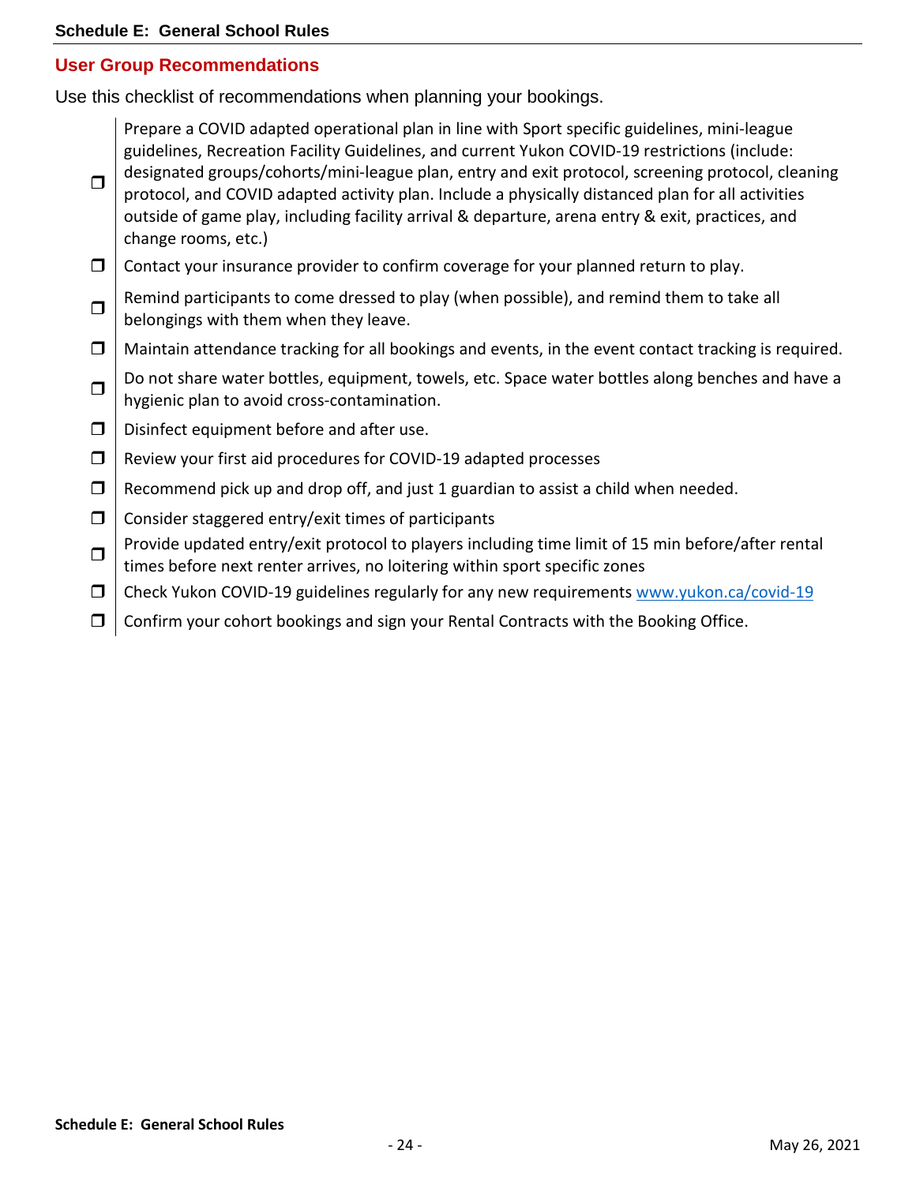## User Group Recommendations

Use this checklist of recommendations when planning your bookings.

- ☐ Prepare a COVID adapted operational plan in line with Sport specific guidelines, mini-league guidelines, Recreation Facility Guidelines, and current Yukon COVID-19 restrictions (include: designated groups/cohorts/mini-league plan, entry and exit protocol, screening protocol, cleaning protocol, and COVID adapted activity plan. Include a physically distanced plan for all activities outside of game play, including facility arrival & departure, arena entry & exit, practices, and change rooms, etc.)
- ☐ Contact your insurance provider to confirm coverage for your planned return to play.
- ☐ Remind participants to come dressed to play (when possible), and remind them to take all belongings with them when they leave.
- ☐ Maintain attendance tracking for all bookings and events, in the event contact tracking is required.
- ☐ Do not share water bottles, equipment, towels, etc. Space water bottles along benches and have a hygienic plan to avoid cross-contamination.
- ☐ Disinfect equipment before and after use.
- ☐ Review your first aid procedures for COVID-19 adapted processes
- ☐ Recommend pick up and drop off, and just 1 guardian to assist a child when needed.
- ☐ Consider staggered entry/exit times of participants
- ☐ Provide updated entry/exit protocol to players including time limit of 15 min before/after rental times before next renter arrives, no loitering within sport specific zones
- ☐ Check Yukon COVID-19 guidelines regularly for any new requirements www.yukon.ca/covid-19
- ☐ Confirm your cohort bookings and sign your Rental Contracts with the Booking Office.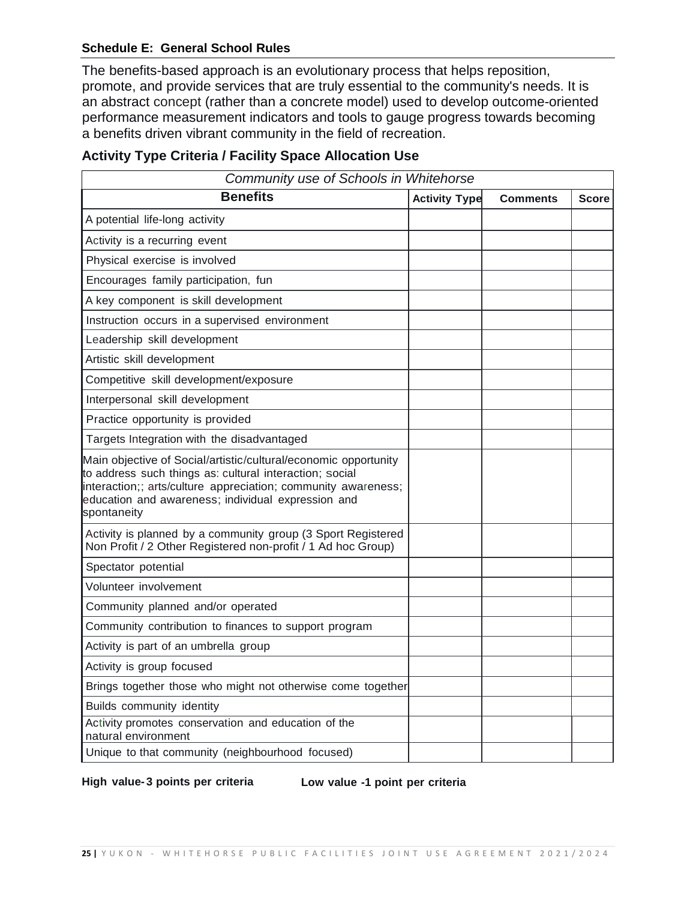### Schedule E: General School Rules

The benefits-based approach is an evolutionary process that helps reposition, promote, and provide services that are truly essential to the community's needs. It is an abstract concept (rather than a concrete model) used to develop outcome-oriented performance measurement indicators and tools to gauge progress towards becoming a benefits driven vibrant community in the field of recreation.

### Activity Type Criteria / Facility Space Allocation Use

| *Community use of Schools in Whitehorse* | | | |
|---|---|---|---|
| **Benefits** | **Activity Type** | **Comments** | **Score** |
| A potential life-long activity | | | |
| Activity is a recurring event | | | |
| Physical exercise is involved | | | |
| Encourages family participation, fun | | | |
| A key component is skill development | | | |
| Instruction occurs in a supervised environment | | | |
| Leadership skill development | | | |
| Artistic skill development | | | |
| Competitive skill development/exposure | | | |
| Interpersonal skill development | | | |
| Practice opportunity is provided | | | |
| Targets Integration with the disadvantaged | | | |
| Main objective of Social/artistic/cultural/economic opportunity to address such things as: cultural interaction; social interaction;; arts/culture appreciation; community awareness; education and awareness; individual expression and spontaneity | | | |
| Activity is planned by a community group (3 Sport Registered Non Profit / 2 Other Registered non-profit / 1 Ad hoc Group) | | | |
| Spectator potential | | | |
| Volunteer involvement | | | |
| Community planned and/or operated | | | |
| Community contribution to finances to support program | | | |
| Activity is part of an umbrella group | | | |
| Activity is group focused | | | |
| Brings together those who might not otherwise come together | | | |
| Builds community identity | | | |
| Activity promotes conservation and education of the natural environment | | | |
| Unique to that community (neighbourhood focused) | | | |

**High value- 3 points per criteria** **Low value -1 point per criteria**